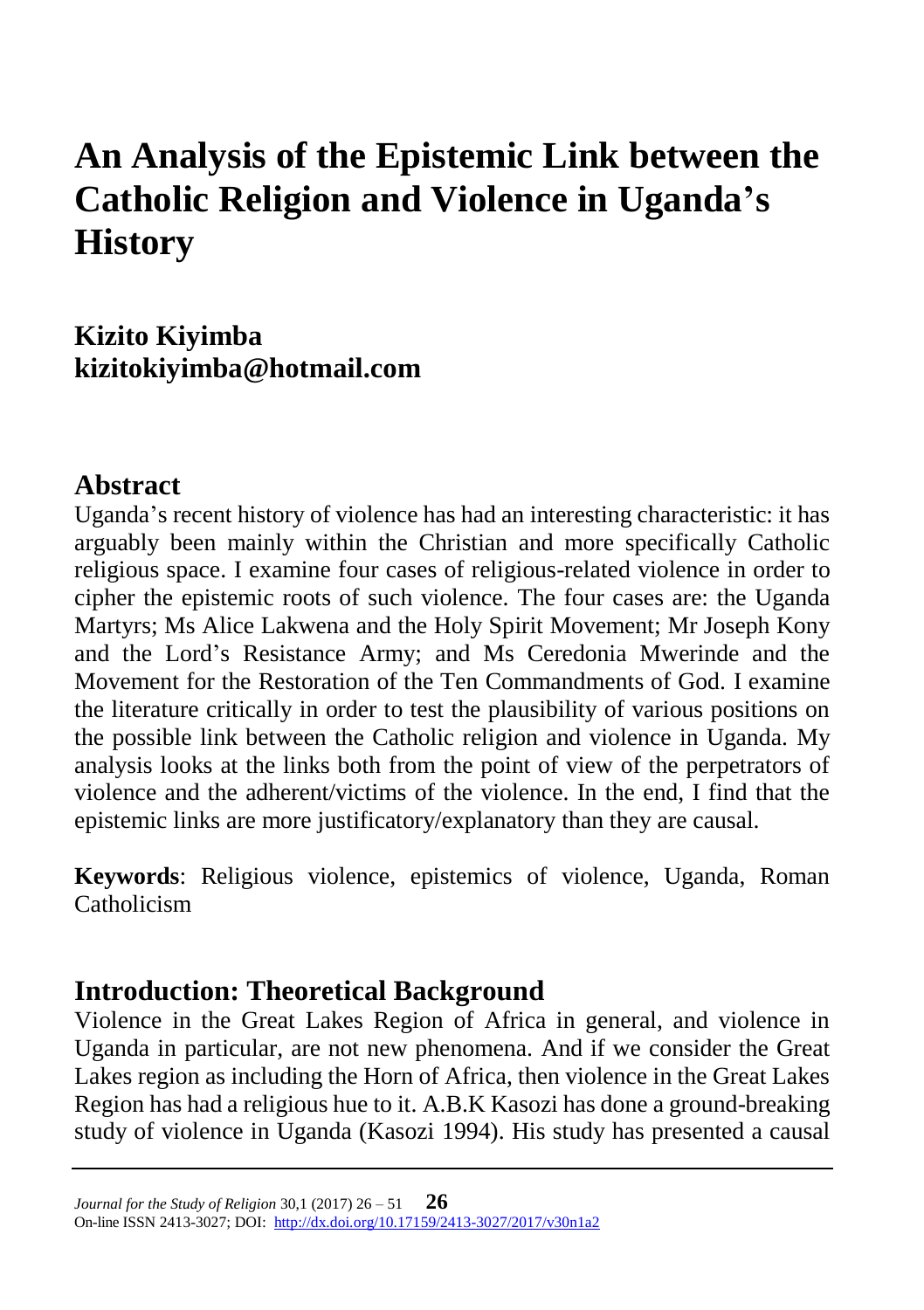# An Analysis of the Epistemic Link between the Catholic Religion and Violence in Uganda's History

**Kizito Kiyimba**
**kizitokiyimba@hotmail.com**

## Abstract

Uganda's recent history of violence has had an interesting characteristic: it has arguably been mainly within the Christian and more specifically Catholic religious space. I examine four cases of religious-related violence in order to cipher the epistemic roots of such violence. The four cases are: the Uganda Martyrs; Ms Alice Lakwena and the Holy Spirit Movement; Mr Joseph Kony and the Lord's Resistance Army; and Ms Ceredonia Mwerinde and the Movement for the Restoration of the Ten Commandments of God. I examine the literature critically in order to test the plausibility of various positions on the possible link between the Catholic religion and violence in Uganda. My analysis looks at the links both from the point of view of the perpetrators of violence and the adherent/victims of the violence. In the end, I find that the epistemic links are more justificatory/explanatory than they are causal.

**Keywords**: Religious violence, epistemics of violence, Uganda, Roman Catholicism

## Introduction: Theoretical Background

Violence in the Great Lakes Region of Africa in general, and violence in Uganda in particular, are not new phenomena. And if we consider the Great Lakes region as including the Horn of Africa, then violence in the Great Lakes Region has had a religious hue to it. A.B.K Kasozi has done a ground-breaking study of violence in Uganda (Kasozi 1994). His study has presented a causal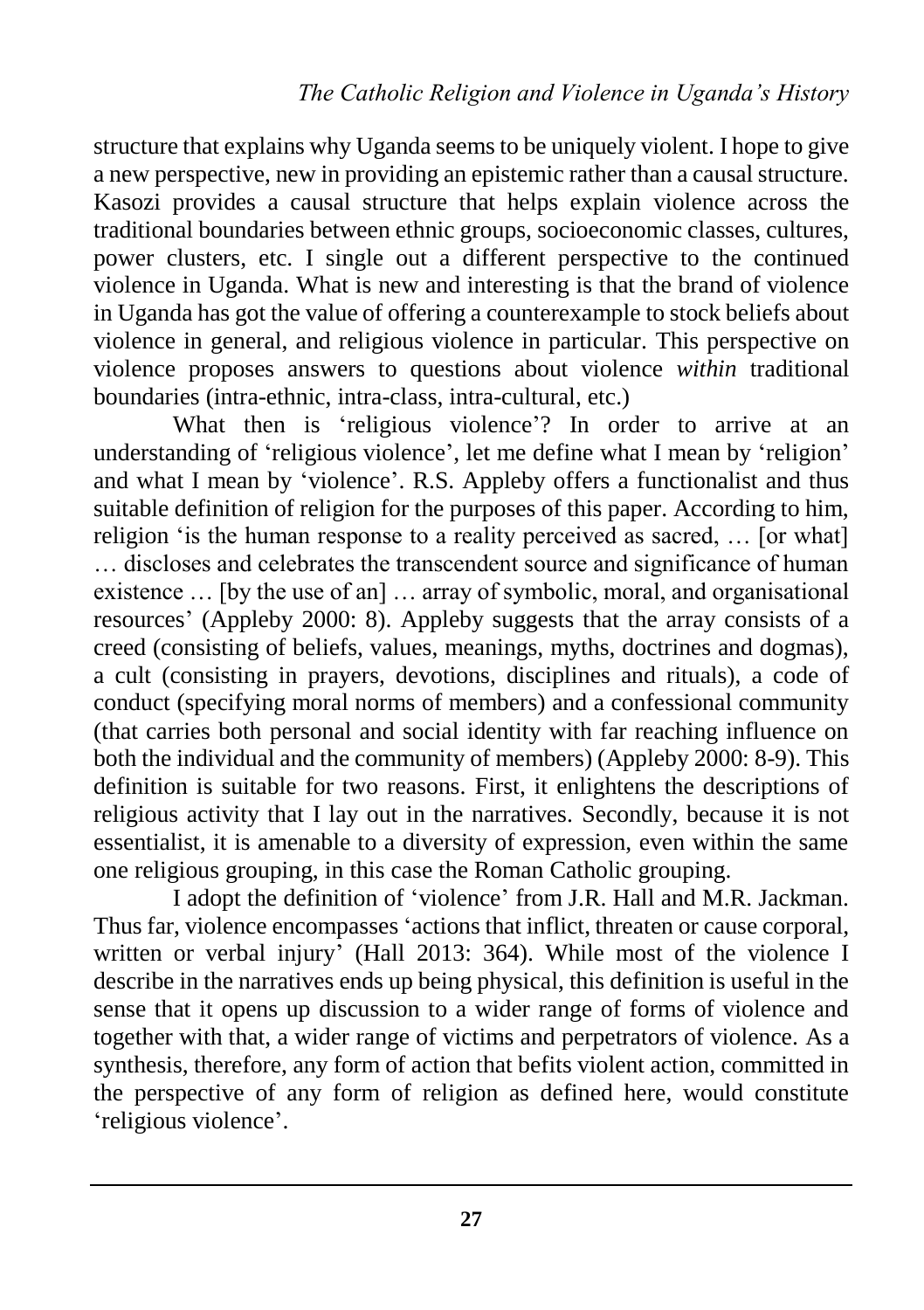structure that explains why Uganda seems to be uniquely violent. I hope to give a new perspective, new in providing an epistemic rather than a causal structure. Kasozi provides a causal structure that helps explain violence across the traditional boundaries between ethnic groups, socioeconomic classes, cultures, power clusters, etc. I single out a different perspective to the continued violence in Uganda. What is new and interesting is that the brand of violence in Uganda has got the value of offering a counterexample to stock beliefs about violence in general, and religious violence in particular. This perspective on violence proposes answers to questions about violence *within* traditional boundaries (intra-ethnic, intra-class, intra-cultural, etc.)

What then is 'religious violence'? In order to arrive at an understanding of 'religious violence', let me define what I mean by 'religion' and what I mean by 'violence'. R.S. Appleby offers a functionalist and thus suitable definition of religion for the purposes of this paper. According to him, religion 'is the human response to a reality perceived as sacred, … [or what] … discloses and celebrates the transcendent source and significance of human existence … [by the use of an] … array of symbolic, moral, and organisational resources' (Appleby 2000: 8). Appleby suggests that the array consists of a creed (consisting of beliefs, values, meanings, myths, doctrines and dogmas), a cult (consisting in prayers, devotions, disciplines and rituals), a code of conduct (specifying moral norms of members) and a confessional community (that carries both personal and social identity with far reaching influence on both the individual and the community of members) (Appleby 2000: 8-9). This definition is suitable for two reasons. First, it enlightens the descriptions of religious activity that I lay out in the narratives. Secondly, because it is not essentialist, it is amenable to a diversity of expression, even within the same one religious grouping, in this case the Roman Catholic grouping.

I adopt the definition of 'violence' from J.R. Hall and M.R. Jackman. Thus far, violence encompasses 'actions that inflict, threaten or cause corporal, written or verbal injury' (Hall 2013: 364). While most of the violence I describe in the narratives ends up being physical, this definition is useful in the sense that it opens up discussion to a wider range of forms of violence and together with that, a wider range of victims and perpetrators of violence. As a synthesis, therefore, any form of action that befits violent action, committed in the perspective of any form of religion as defined here, would constitute 'religious violence'.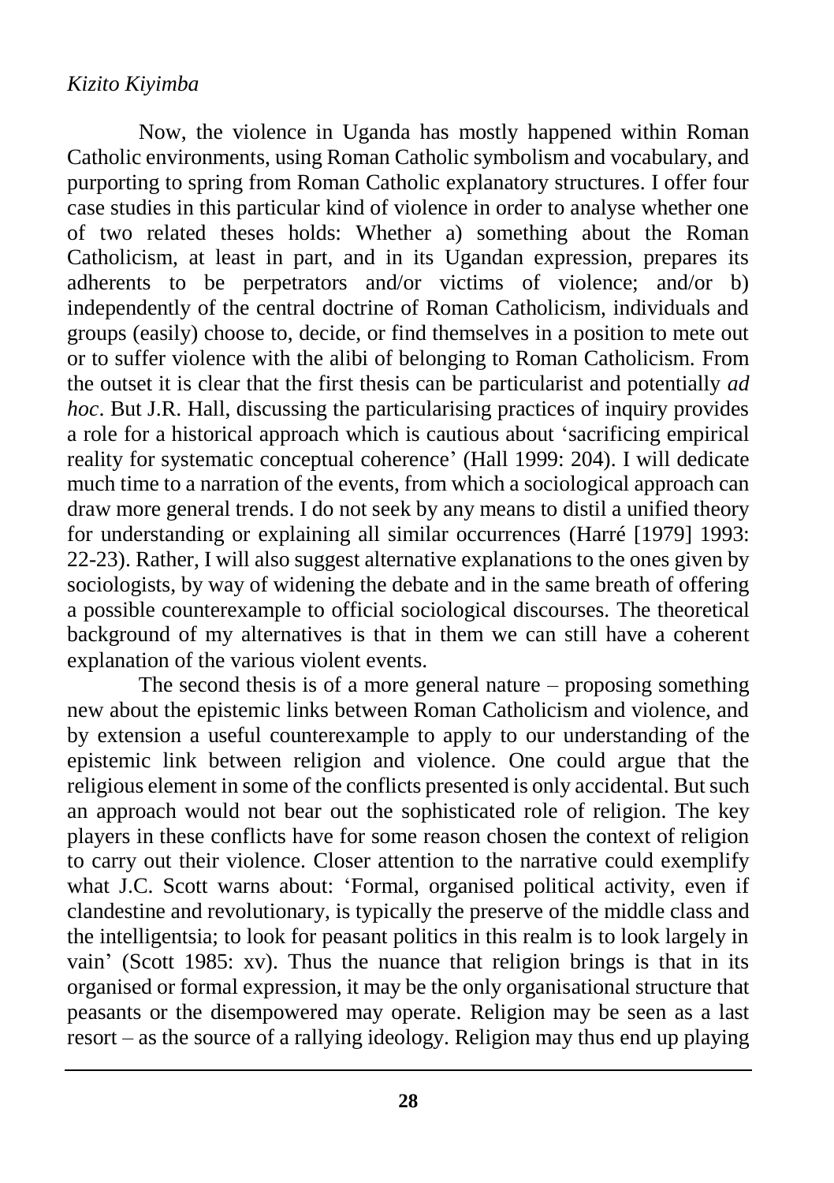Now, the violence in Uganda has mostly happened within Roman Catholic environments, using Roman Catholic symbolism and vocabulary, and purporting to spring from Roman Catholic explanatory structures. I offer four case studies in this particular kind of violence in order to analyse whether one of two related theses holds: Whether a) something about the Roman Catholicism, at least in part, and in its Ugandan expression, prepares its adherents to be perpetrators and/or victims of violence; and/or b) independently of the central doctrine of Roman Catholicism, individuals and groups (easily) choose to, decide, or find themselves in a position to mete out or to suffer violence with the alibi of belonging to Roman Catholicism. From the outset it is clear that the first thesis can be particularist and potentially *ad hoc*. But J.R. Hall, discussing the particularising practices of inquiry provides a role for a historical approach which is cautious about 'sacrificing empirical reality for systematic conceptual coherence' (Hall 1999: 204). I will dedicate much time to a narration of the events, from which a sociological approach can draw more general trends. I do not seek by any means to distil a unified theory for understanding or explaining all similar occurrences (Harré [1979] 1993: 22-23). Rather, I will also suggest alternative explanations to the ones given by sociologists, by way of widening the debate and in the same breath of offering a possible counterexample to official sociological discourses. The theoretical background of my alternatives is that in them we can still have a coherent explanation of the various violent events.

The second thesis is of a more general nature – proposing something new about the epistemic links between Roman Catholicism and violence, and by extension a useful counterexample to apply to our understanding of the epistemic link between religion and violence. One could argue that the religious element in some of the conflicts presented is only accidental. But such an approach would not bear out the sophisticated role of religion. The key players in these conflicts have for some reason chosen the context of religion to carry out their violence. Closer attention to the narrative could exemplify what J.C. Scott warns about: 'Formal, organised political activity, even if clandestine and revolutionary, is typically the preserve of the middle class and the intelligentsia; to look for peasant politics in this realm is to look largely in vain' (Scott 1985: xv). Thus the nuance that religion brings is that in its organised or formal expression, it may be the only organisational structure that peasants or the disempowered may operate. Religion may be seen as a last resort – as the source of a rallying ideology. Religion may thus end up playing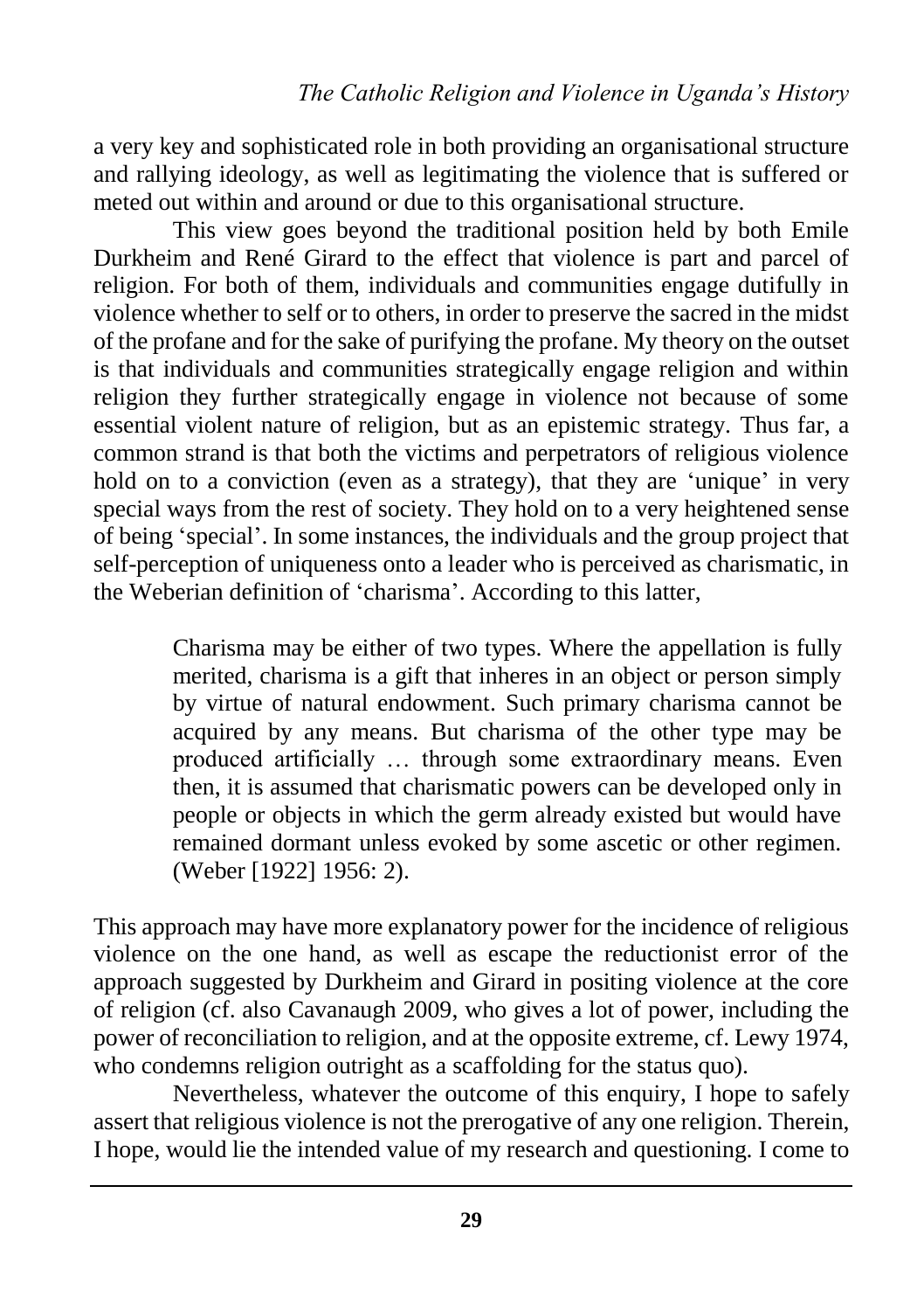a very key and sophisticated role in both providing an organisational structure and rallying ideology, as well as legitimating the violence that is suffered or meted out within and around or due to this organisational structure.

This view goes beyond the traditional position held by both Emile Durkheim and René Girard to the effect that violence is part and parcel of religion. For both of them, individuals and communities engage dutifully in violence whether to self or to others, in order to preserve the sacred in the midst of the profane and for the sake of purifying the profane. My theory on the outset is that individuals and communities strategically engage religion and within religion they further strategically engage in violence not because of some essential violent nature of religion, but as an epistemic strategy. Thus far, a common strand is that both the victims and perpetrators of religious violence hold on to a conviction (even as a strategy), that they are 'unique' in very special ways from the rest of society. They hold on to a very heightened sense of being 'special'. In some instances, the individuals and the group project that self-perception of uniqueness onto a leader who is perceived as charismatic, in the Weberian definition of 'charisma'. According to this latter,

> Charisma may be either of two types. Where the appellation is fully merited, charisma is a gift that inheres in an object or person simply by virtue of natural endowment. Such primary charisma cannot be acquired by any means. But charisma of the other type may be produced artificially … through some extraordinary means. Even then, it is assumed that charismatic powers can be developed only in people or objects in which the germ already existed but would have remained dormant unless evoked by some ascetic or other regimen. (Weber [1922] 1956: 2).

This approach may have more explanatory power for the incidence of religious violence on the one hand, as well as escape the reductionist error of the approach suggested by Durkheim and Girard in positing violence at the core of religion (cf. also Cavanaugh 2009, who gives a lot of power, including the power of reconciliation to religion, and at the opposite extreme, cf. Lewy 1974, who condemns religion outright as a scaffolding for the status quo).

Nevertheless, whatever the outcome of this enquiry, I hope to safely assert that religious violence is not the prerogative of any one religion. Therein, I hope, would lie the intended value of my research and questioning. I come to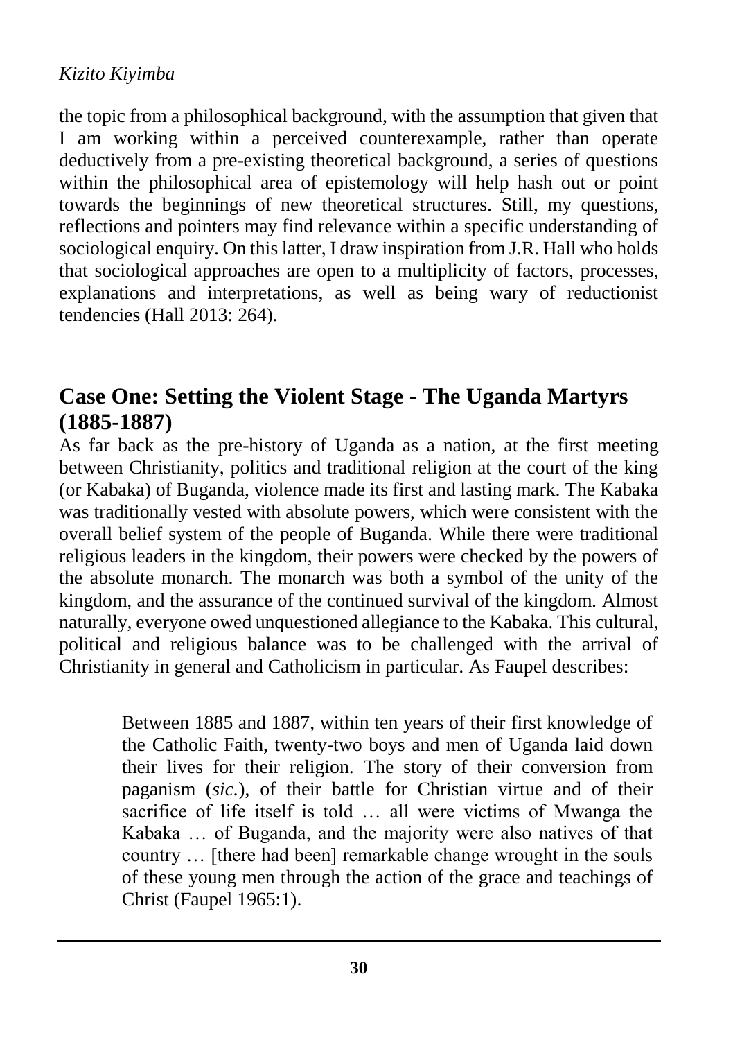the topic from a philosophical background, with the assumption that given that I am working within a perceived counterexample, rather than operate deductively from a pre-existing theoretical background, a series of questions within the philosophical area of epistemology will help hash out or point towards the beginnings of new theoretical structures. Still, my questions, reflections and pointers may find relevance within a specific understanding of sociological enquiry. On this latter, I draw inspiration from J.R. Hall who holds that sociological approaches are open to a multiplicity of factors, processes, explanations and interpretations, as well as being wary of reductionist tendencies (Hall 2013: 264).

## Case One: Setting the Violent Stage - The Uganda Martyrs (1885-1887)

As far back as the pre-history of Uganda as a nation, at the first meeting between Christianity, politics and traditional religion at the court of the king (or Kabaka) of Buganda, violence made its first and lasting mark. The Kabaka was traditionally vested with absolute powers, which were consistent with the overall belief system of the people of Buganda. While there were traditional religious leaders in the kingdom, their powers were checked by the powers of the absolute monarch. The monarch was both a symbol of the unity of the kingdom, and the assurance of the continued survival of the kingdom. Almost naturally, everyone owed unquestioned allegiance to the Kabaka. This cultural, political and religious balance was to be challenged with the arrival of Christianity in general and Catholicism in particular. As Faupel describes:

> Between 1885 and 1887, within ten years of their first knowledge of the Catholic Faith, twenty-two boys and men of Uganda laid down their lives for their religion. The story of their conversion from paganism (*sic.*), of their battle for Christian virtue and of their sacrifice of life itself is told … all were victims of Mwanga the Kabaka … of Buganda, and the majority were also natives of that country … [there had been] remarkable change wrought in the souls of these young men through the action of the grace and teachings of Christ (Faupel 1965:1).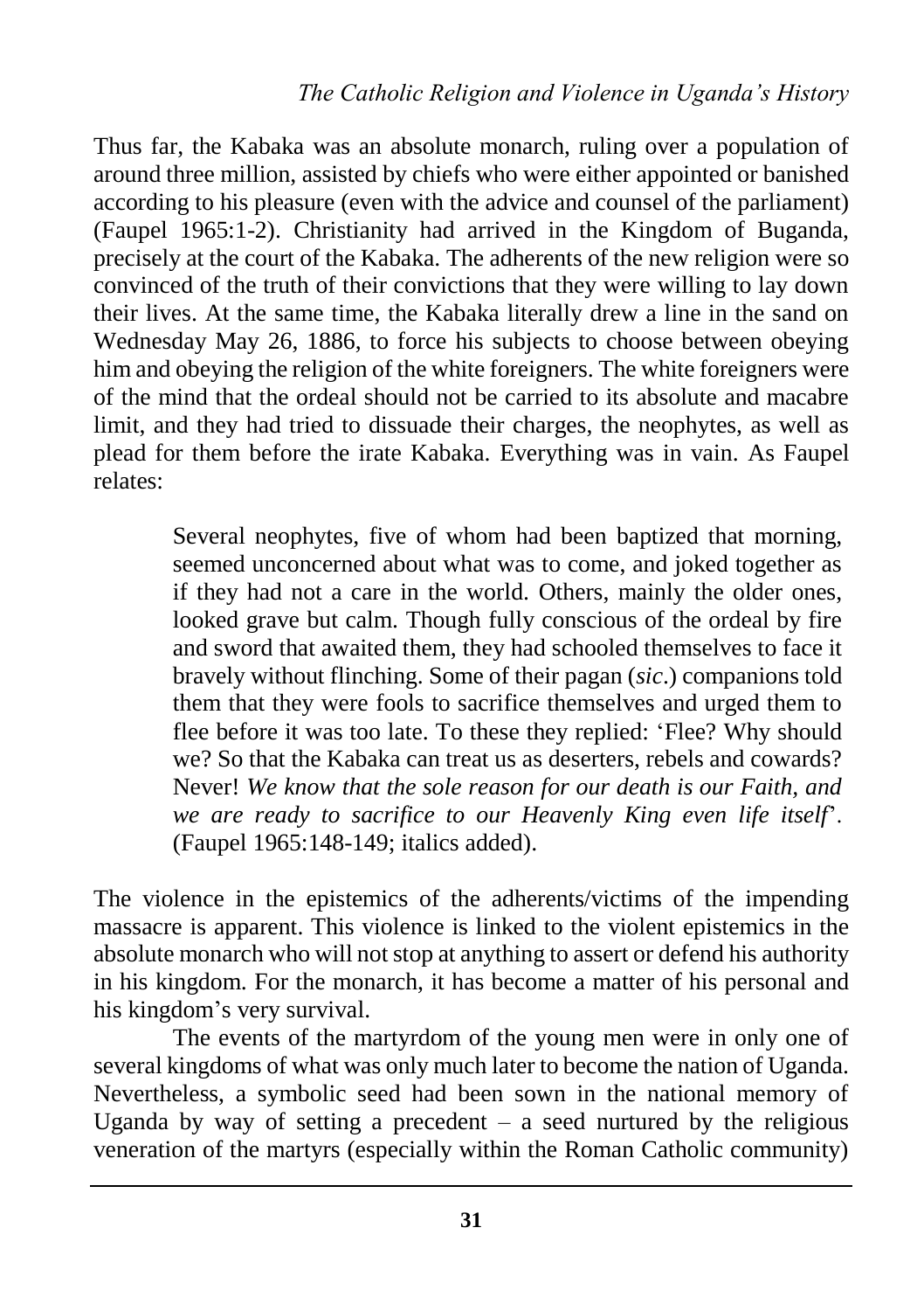Thus far, the Kabaka was an absolute monarch, ruling over a population of around three million, assisted by chiefs who were either appointed or banished according to his pleasure (even with the advice and counsel of the parliament) (Faupel 1965:1-2). Christianity had arrived in the Kingdom of Buganda, precisely at the court of the Kabaka. The adherents of the new religion were so convinced of the truth of their convictions that they were willing to lay down their lives. At the same time, the Kabaka literally drew a line in the sand on Wednesday May 26, 1886, to force his subjects to choose between obeying him and obeying the religion of the white foreigners. The white foreigners were of the mind that the ordeal should not be carried to its absolute and macabre limit, and they had tried to dissuade their charges, the neophytes, as well as plead for them before the irate Kabaka. Everything was in vain. As Faupel relates:

> Several neophytes, five of whom had been baptized that morning, seemed unconcerned about what was to come, and joked together as if they had not a care in the world. Others, mainly the older ones, looked grave but calm. Though fully conscious of the ordeal by fire and sword that awaited them, they had schooled themselves to face it bravely without flinching. Some of their pagan (*sic*.) companions told them that they were fools to sacrifice themselves and urged them to flee before it was too late. To these they replied: 'Flee? Why should we? So that the Kabaka can treat us as deserters, rebels and cowards? Never! *We know that the sole reason for our death is our Faith, and we are ready to sacrifice to our Heavenly King even life itself*'. (Faupel 1965:148-149; italics added).

The violence in the epistemics of the adherents/victims of the impending massacre is apparent. This violence is linked to the violent epistemics in the absolute monarch who will not stop at anything to assert or defend his authority in his kingdom. For the monarch, it has become a matter of his personal and his kingdom's very survival.

The events of the martyrdom of the young men were in only one of several kingdoms of what was only much later to become the nation of Uganda. Nevertheless, a symbolic seed had been sown in the national memory of Uganda by way of setting a precedent – a seed nurtured by the religious veneration of the martyrs (especially within the Roman Catholic community)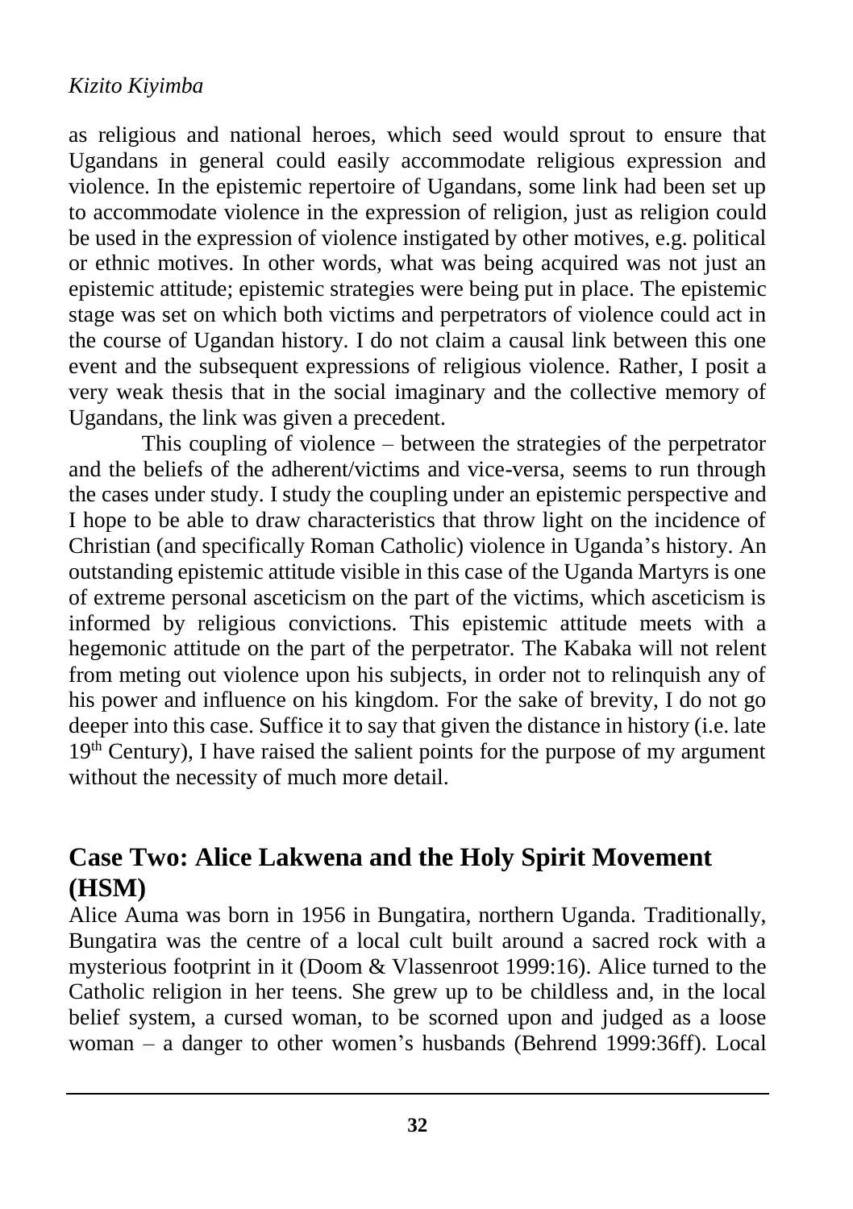as religious and national heroes, which seed would sprout to ensure that Ugandans in general could easily accommodate religious expression and violence. In the epistemic repertoire of Ugandans, some link had been set up to accommodate violence in the expression of religion, just as religion could be used in the expression of violence instigated by other motives, e.g. political or ethnic motives. In other words, what was being acquired was not just an epistemic attitude; epistemic strategies were being put in place. The epistemic stage was set on which both victims and perpetrators of violence could act in the course of Ugandan history. I do not claim a causal link between this one event and the subsequent expressions of religious violence. Rather, I posit a very weak thesis that in the social imaginary and the collective memory of Ugandans, the link was given a precedent.

This coupling of violence – between the strategies of the perpetrator and the beliefs of the adherent/victims and vice-versa, seems to run through the cases under study. I study the coupling under an epistemic perspective and I hope to be able to draw characteristics that throw light on the incidence of Christian (and specifically Roman Catholic) violence in Uganda's history. An outstanding epistemic attitude visible in this case of the Uganda Martyrs is one of extreme personal asceticism on the part of the victims, which asceticism is informed by religious convictions. This epistemic attitude meets with a hegemonic attitude on the part of the perpetrator. The Kabaka will not relent from meting out violence upon his subjects, in order not to relinquish any of his power and influence on his kingdom. For the sake of brevity, I do not go deeper into this case. Suffice it to say that given the distance in history (i.e. late 19th Century), I have raised the salient points for the purpose of my argument without the necessity of much more detail.

## Case Two: Alice Lakwena and the Holy Spirit Movement (HSM)

Alice Auma was born in 1956 in Bungatira, northern Uganda. Traditionally, Bungatira was the centre of a local cult built around a sacred rock with a mysterious footprint in it (Doom & Vlassenroot 1999:16). Alice turned to the Catholic religion in her teens. She grew up to be childless and, in the local belief system, a cursed woman, to be scorned upon and judged as a loose woman – a danger to other women's husbands (Behrend 1999:36ff). Local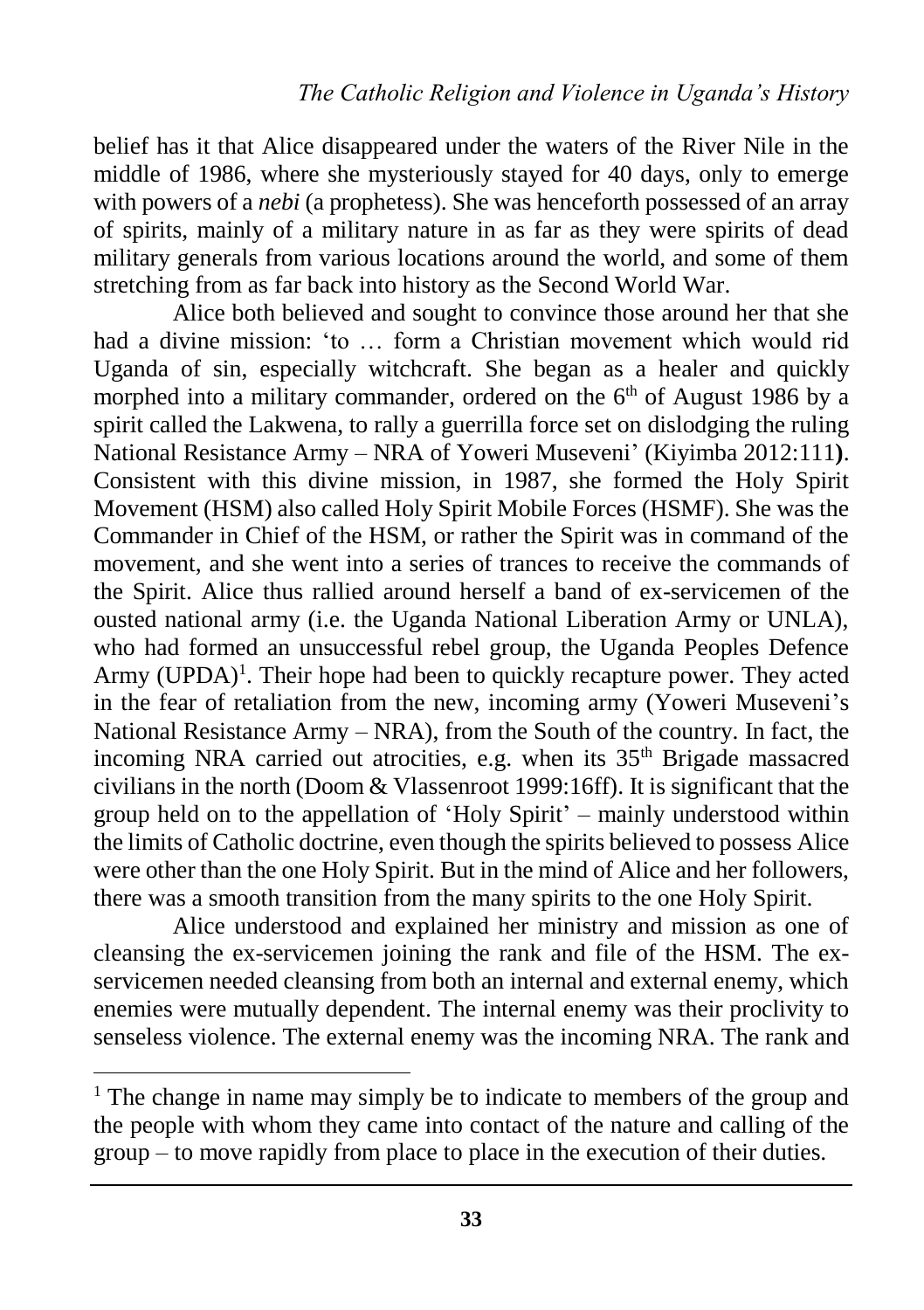belief has it that Alice disappeared under the waters of the River Nile in the middle of 1986, where she mysteriously stayed for 40 days, only to emerge with powers of a *nebi* (a prophetess). She was henceforth possessed of an array of spirits, mainly of a military nature in as far as they were spirits of dead military generals from various locations around the world, and some of them stretching from as far back into history as the Second World War.

Alice both believed and sought to convince those around her that she had a divine mission: 'to … form a Christian movement which would rid Uganda of sin, especially witchcraft. She began as a healer and quickly morphed into a military commander, ordered on the 6th of August 1986 by a spirit called the Lakwena, to rally a guerrilla force set on dislodging the ruling National Resistance Army – NRA of Yoweri Museveni' (Kiyimba 2012:111**)**. Consistent with this divine mission, in 1987, she formed the Holy Spirit Movement (HSM) also called Holy Spirit Mobile Forces (HSMF). She was the Commander in Chief of the HSM, or rather the Spirit was in command of the movement, and she went into a series of trances to receive the commands of the Spirit. Alice thus rallied around herself a band of ex-servicemen of the ousted national army (i.e. the Uganda National Liberation Army or UNLA), who had formed an unsuccessful rebel group, the Uganda Peoples Defence Army (UPDA)[1]. Their hope had been to quickly recapture power. They acted in the fear of retaliation from the new, incoming army (Yoweri Museveni's National Resistance Army – NRA), from the South of the country. In fact, the incoming NRA carried out atrocities, e.g. when its 35th Brigade massacred civilians in the north (Doom & Vlassenroot 1999:16ff). It is significant that the group held on to the appellation of 'Holy Spirit' – mainly understood within the limits of Catholic doctrine, even though the spirits believed to possess Alice were other than the one Holy Spirit. But in the mind of Alice and her followers, there was a smooth transition from the many spirits to the one Holy Spirit.

Alice understood and explained her ministry and mission as one of cleansing the ex-servicemen joining the rank and file of the HSM. The ex-servicemen needed cleansing from both an internal and external enemy, which enemies were mutually dependent. The internal enemy was their proclivity to senseless violence. The external enemy was the incoming NRA. The rank and

---

[1] The change in name may simply be to indicate to members of the group and the people with whom they came into contact of the nature and calling of the group – to move rapidly from place to place in the execution of their duties.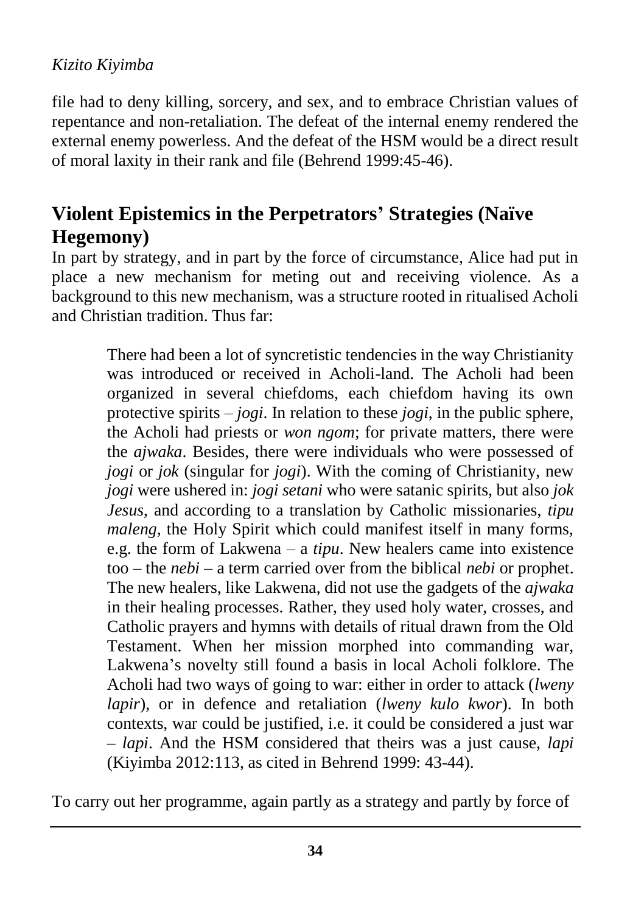file had to deny killing, sorcery, and sex, and to embrace Christian values of repentance and non-retaliation. The defeat of the internal enemy rendered the external enemy powerless. And the defeat of the HSM would be a direct result of moral laxity in their rank and file (Behrend 1999:45-46).

## Violent Epistemics in the Perpetrators' Strategies (Naïve Hegemony)

In part by strategy, and in part by the force of circumstance, Alice had put in place a new mechanism for meting out and receiving violence. As a background to this new mechanism, was a structure rooted in ritualised Acholi and Christian tradition. Thus far:

> There had been a lot of syncretistic tendencies in the way Christianity was introduced or received in Acholi-land. The Acholi had been organized in several chiefdoms, each chiefdom having its own protective spirits – *jogi*. In relation to these *jogi*, in the public sphere, the Acholi had priests or *won ngom*; for private matters, there were the *ajwaka*. Besides, there were individuals who were possessed of *jogi* or *jok* (singular for *jogi*). With the coming of Christianity, new *jogi* were ushered in: *jogi setani* who were satanic spirits, but also *jok Jesus*, and according to a translation by Catholic missionaries, *tipu maleng*, the Holy Spirit which could manifest itself in many forms, e.g. the form of Lakwena – a *tipu*. New healers came into existence too – the *nebi* – a term carried over from the biblical *nebi* or prophet. The new healers, like Lakwena, did not use the gadgets of the *ajwaka* in their healing processes. Rather, they used holy water, crosses, and Catholic prayers and hymns with details of ritual drawn from the Old Testament. When her mission morphed into commanding war, Lakwena's novelty still found a basis in local Acholi folklore. The Acholi had two ways of going to war: either in order to attack (*lweny lapir*), or in defence and retaliation (*lweny kulo kwor*). In both contexts, war could be justified, i.e. it could be considered a just war – *lapi*. And the HSM considered that theirs was a just cause, *lapi* (Kiyimba 2012:113, as cited in Behrend 1999: 43-44).

To carry out her programme, again partly as a strategy and partly by force of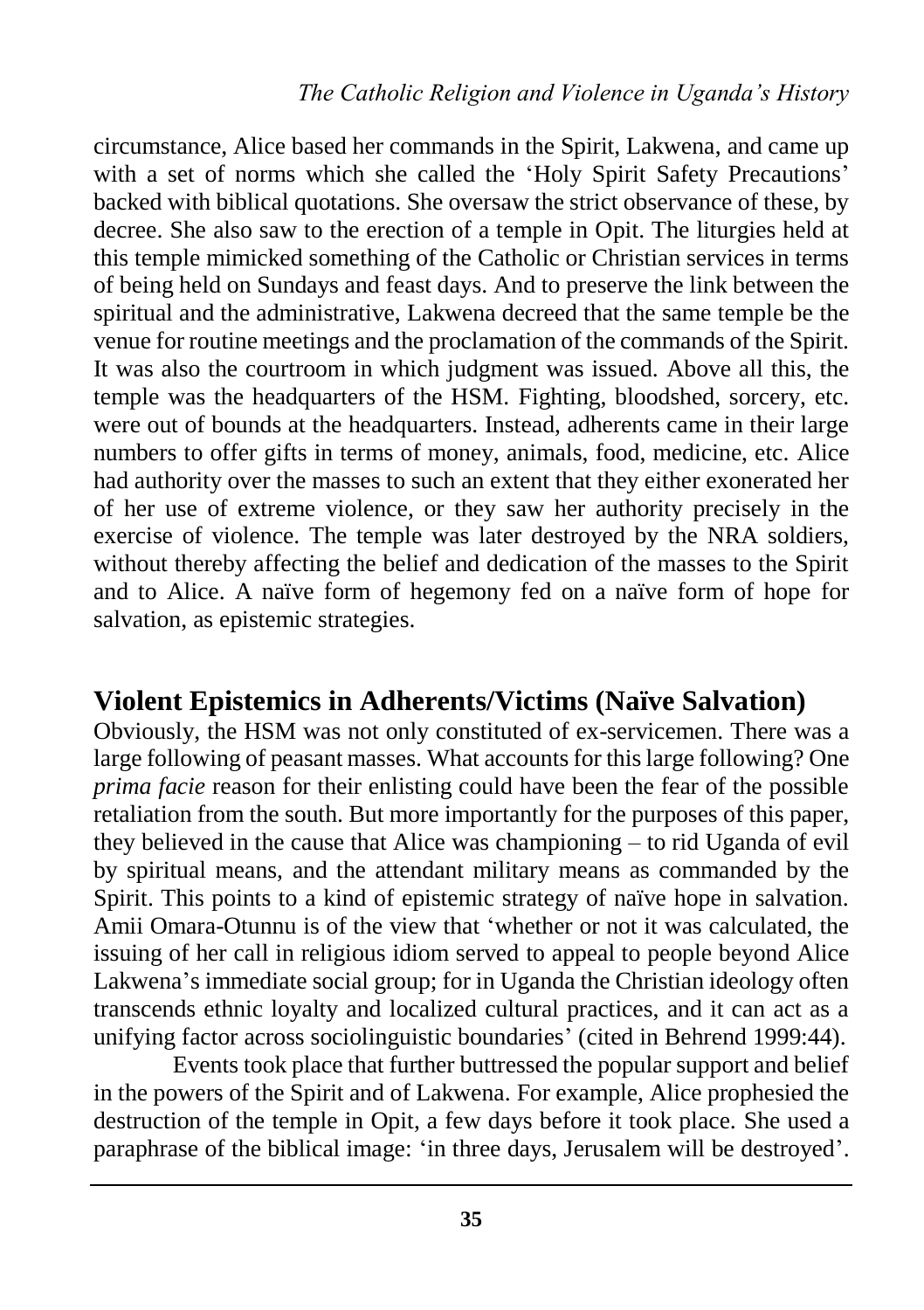circumstance, Alice based her commands in the Spirit, Lakwena, and came up with a set of norms which she called the 'Holy Spirit Safety Precautions' backed with biblical quotations. She oversaw the strict observance of these, by decree. She also saw to the erection of a temple in Opit. The liturgies held at this temple mimicked something of the Catholic or Christian services in terms of being held on Sundays and feast days. And to preserve the link between the spiritual and the administrative, Lakwena decreed that the same temple be the venue for routine meetings and the proclamation of the commands of the Spirit. It was also the courtroom in which judgment was issued. Above all this, the temple was the headquarters of the HSM. Fighting, bloodshed, sorcery, etc. were out of bounds at the headquarters. Instead, adherents came in their large numbers to offer gifts in terms of money, animals, food, medicine, etc. Alice had authority over the masses to such an extent that they either exonerated her of her use of extreme violence, or they saw her authority precisely in the exercise of violence. The temple was later destroyed by the NRA soldiers, without thereby affecting the belief and dedication of the masses to the Spirit and to Alice. A naïve form of hegemony fed on a naïve form of hope for salvation, as epistemic strategies.

## Violent Epistemics in Adherents/Victims (Naïve Salvation)

Obviously, the HSM was not only constituted of ex-servicemen. There was a large following of peasant masses. What accounts for this large following? One *prima facie* reason for their enlisting could have been the fear of the possible retaliation from the south. But more importantly for the purposes of this paper, they believed in the cause that Alice was championing – to rid Uganda of evil by spiritual means, and the attendant military means as commanded by the Spirit. This points to a kind of epistemic strategy of naïve hope in salvation. Amii Omara-Otunnu is of the view that 'whether or not it was calculated, the issuing of her call in religious idiom served to appeal to people beyond Alice Lakwena's immediate social group; for in Uganda the Christian ideology often transcends ethnic loyalty and localized cultural practices, and it can act as a unifying factor across sociolinguistic boundaries' (cited in Behrend 1999:44).

Events took place that further buttressed the popular support and belief in the powers of the Spirit and of Lakwena. For example, Alice prophesied the destruction of the temple in Opit, a few days before it took place. She used a paraphrase of the biblical image: 'in three days, Jerusalem will be destroyed'.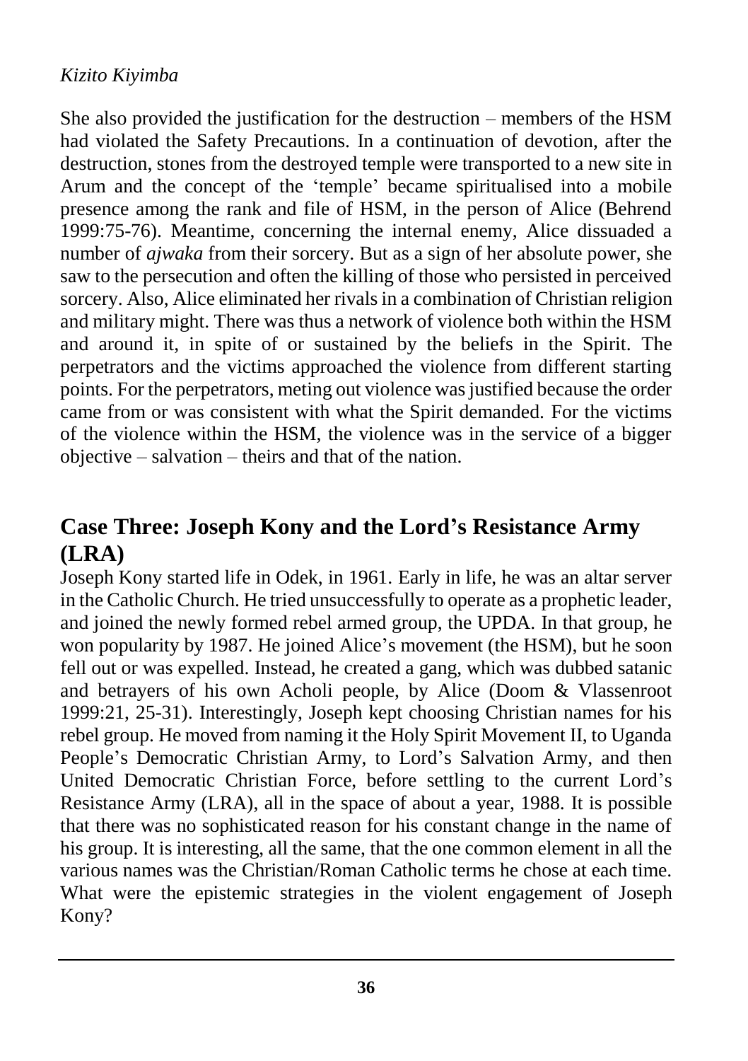She also provided the justification for the destruction – members of the HSM had violated the Safety Precautions. In a continuation of devotion, after the destruction, stones from the destroyed temple were transported to a new site in Arum and the concept of the 'temple' became spiritualised into a mobile presence among the rank and file of HSM, in the person of Alice (Behrend 1999:75-76). Meantime, concerning the internal enemy, Alice dissuaded a number of *ajwaka* from their sorcery. But as a sign of her absolute power, she saw to the persecution and often the killing of those who persisted in perceived sorcery. Also, Alice eliminated her rivals in a combination of Christian religion and military might. There was thus a network of violence both within the HSM and around it, in spite of or sustained by the beliefs in the Spirit. The perpetrators and the victims approached the violence from different starting points. For the perpetrators, meting out violence was justified because the order came from or was consistent with what the Spirit demanded. For the victims of the violence within the HSM, the violence was in the service of a bigger objective – salvation – theirs and that of the nation.

## Case Three: Joseph Kony and the Lord's Resistance Army (LRA)

Joseph Kony started life in Odek, in 1961. Early in life, he was an altar server in the Catholic Church. He tried unsuccessfully to operate as a prophetic leader, and joined the newly formed rebel armed group, the UPDA. In that group, he won popularity by 1987. He joined Alice's movement (the HSM), but he soon fell out or was expelled. Instead, he created a gang, which was dubbed satanic and betrayers of his own Acholi people, by Alice (Doom & Vlassenroot 1999:21, 25-31). Interestingly, Joseph kept choosing Christian names for his rebel group. He moved from naming it the Holy Spirit Movement II, to Uganda People's Democratic Christian Army, to Lord's Salvation Army, and then United Democratic Christian Force, before settling to the current Lord's Resistance Army (LRA), all in the space of about a year, 1988. It is possible that there was no sophisticated reason for his constant change in the name of his group. It is interesting, all the same, that the one common element in all the various names was the Christian/Roman Catholic terms he chose at each time. What were the epistemic strategies in the violent engagement of Joseph Kony?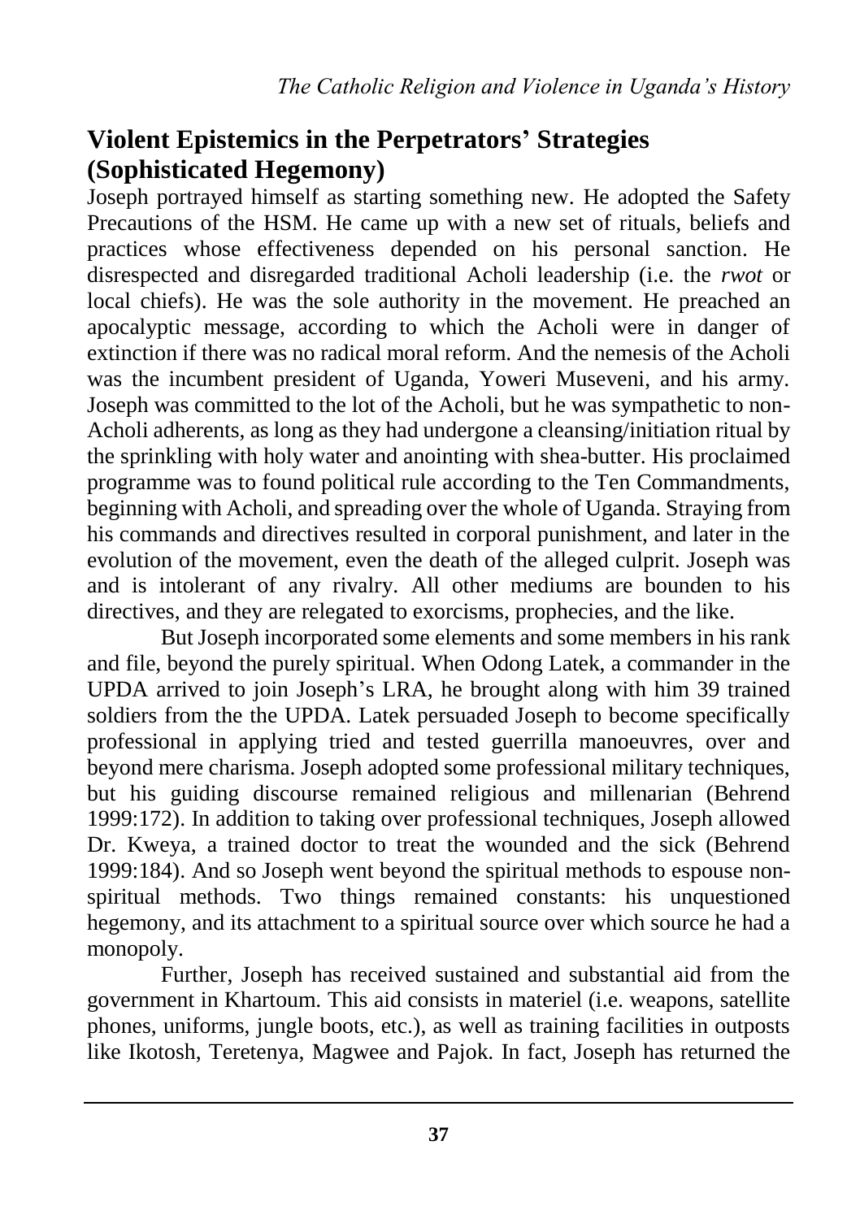## Violent Epistemics in the Perpetrators' Strategies (Sophisticated Hegemony)

Joseph portrayed himself as starting something new. He adopted the Safety Precautions of the HSM. He came up with a new set of rituals, beliefs and practices whose effectiveness depended on his personal sanction. He disrespected and disregarded traditional Acholi leadership (i.e. the *rwot* or local chiefs). He was the sole authority in the movement. He preached an apocalyptic message, according to which the Acholi were in danger of extinction if there was no radical moral reform. And the nemesis of the Acholi was the incumbent president of Uganda, Yoweri Museveni, and his army. Joseph was committed to the lot of the Acholi, but he was sympathetic to non-Acholi adherents, as long as they had undergone a cleansing/initiation ritual by the sprinkling with holy water and anointing with shea-butter. His proclaimed programme was to found political rule according to the Ten Commandments, beginning with Acholi, and spreading over the whole of Uganda. Straying from his commands and directives resulted in corporal punishment, and later in the evolution of the movement, even the death of the alleged culprit. Joseph was and is intolerant of any rivalry. All other mediums are bounden to his directives, and they are relegated to exorcisms, prophecies, and the like.

But Joseph incorporated some elements and some members in his rank and file, beyond the purely spiritual. When Odong Latek, a commander in the UPDA arrived to join Joseph's LRA, he brought along with him 39 trained soldiers from the the UPDA. Latek persuaded Joseph to become specifically professional in applying tried and tested guerrilla manoeuvres, over and beyond mere charisma. Joseph adopted some professional military techniques, but his guiding discourse remained religious and millenarian (Behrend 1999:172). In addition to taking over professional techniques, Joseph allowed Dr. Kweya, a trained doctor to treat the wounded and the sick (Behrend 1999:184). And so Joseph went beyond the spiritual methods to espouse non-spiritual methods. Two things remained constants: his unquestioned hegemony, and its attachment to a spiritual source over which source he had a monopoly.

Further, Joseph has received sustained and substantial aid from the government in Khartoum. This aid consists in materiel (i.e. weapons, satellite phones, uniforms, jungle boots, etc.), as well as training facilities in outposts like Ikotosh, Teretenya, Magwee and Pajok. In fact, Joseph has returned the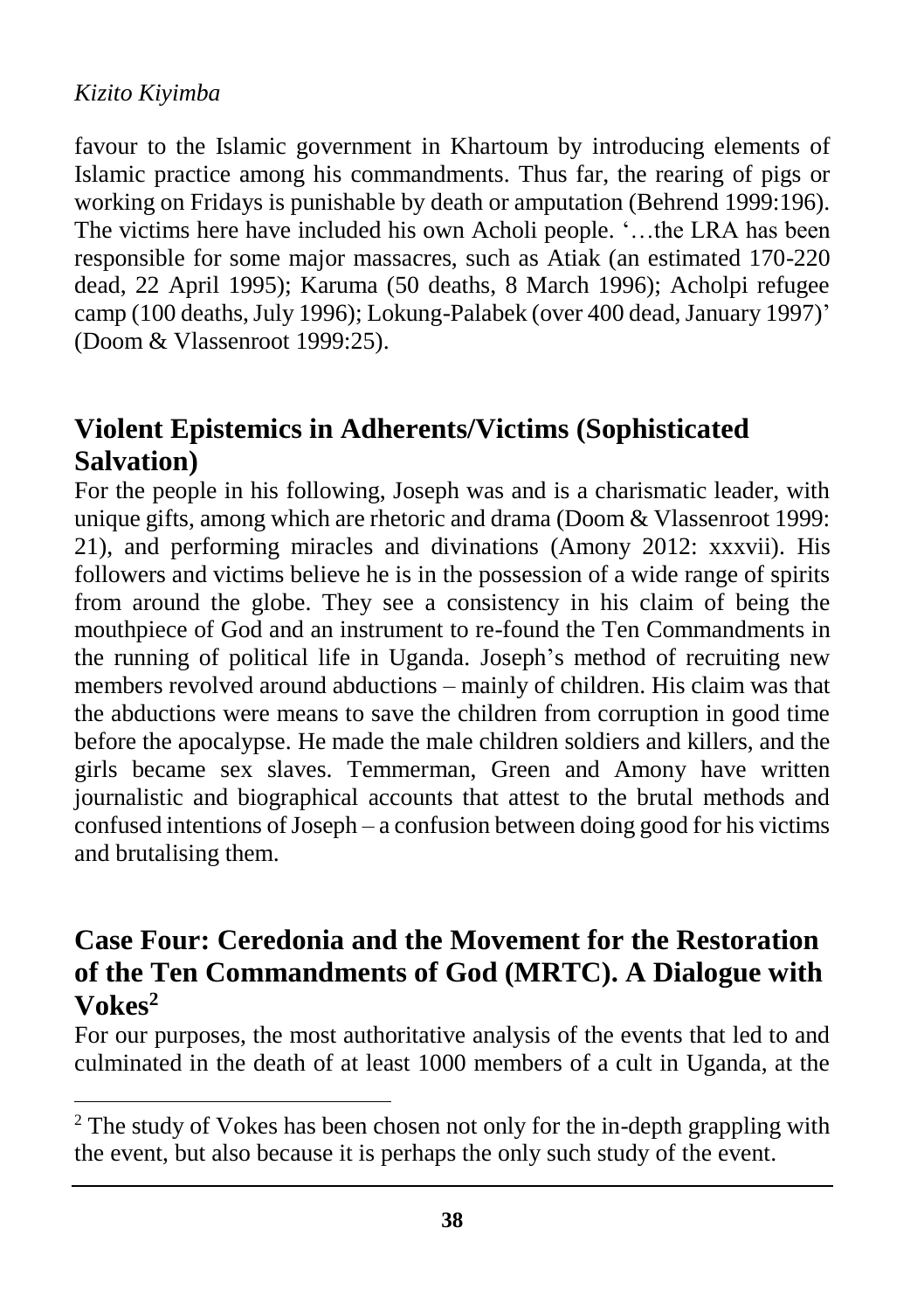favour to the Islamic government in Khartoum by introducing elements of Islamic practice among his commandments. Thus far, the rearing of pigs or working on Fridays is punishable by death or amputation (Behrend 1999:196). The victims here have included his own Acholi people. '…the LRA has been responsible for some major massacres, such as Atiak (an estimated 170-220 dead, 22 April 1995); Karuma (50 deaths, 8 March 1996); Acholpi refugee camp (100 deaths, July 1996); Lokung-Palabek (over 400 dead, January 1997)' (Doom & Vlassenroot 1999:25).

## Violent Epistemics in Adherents/Victims (Sophisticated Salvation)

For the people in his following, Joseph was and is a charismatic leader, with unique gifts, among which are rhetoric and drama (Doom & Vlassenroot 1999: 21), and performing miracles and divinations (Amony 2012: xxxvii). His followers and victims believe he is in the possession of a wide range of spirits from around the globe. They see a consistency in his claim of being the mouthpiece of God and an instrument to re-found the Ten Commandments in the running of political life in Uganda. Joseph's method of recruiting new members revolved around abductions – mainly of children. His claim was that the abductions were means to save the children from corruption in good time before the apocalypse. He made the male children soldiers and killers, and the girls became sex slaves. Temmerman, Green and Amony have written journalistic and biographical accounts that attest to the brutal methods and confused intentions of Joseph – a confusion between doing good for his victims and brutalising them.

## Case Four: Ceredonia and the Movement for the Restoration of the Ten Commandments of God (MRTC). A Dialogue with Vokes[2]

For our purposes, the most authoritative analysis of the events that led to and culminated in the death of at least 1000 members of a cult in Uganda, at the

[2] The study of Vokes has been chosen not only for the in-depth grappling with the event, but also because it is perhaps the only such study of the event.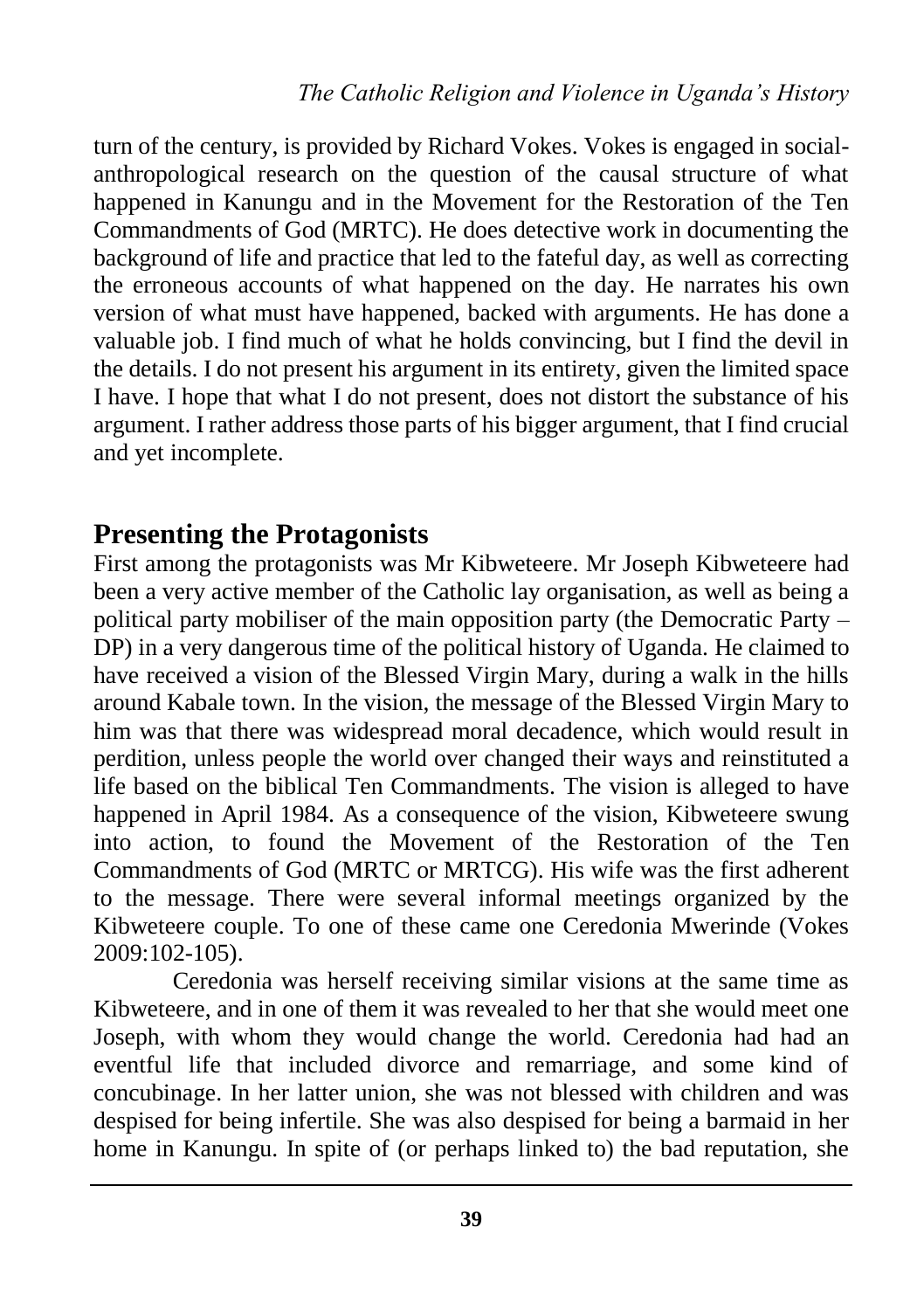turn of the century, is provided by Richard Vokes. Vokes is engaged in social-anthropological research on the question of the causal structure of what happened in Kanungu and in the Movement for the Restoration of the Ten Commandments of God (MRTC). He does detective work in documenting the background of life and practice that led to the fateful day, as well as correcting the erroneous accounts of what happened on the day. He narrates his own version of what must have happened, backed with arguments. He has done a valuable job. I find much of what he holds convincing, but I find the devil in the details. I do not present his argument in its entirety, given the limited space I have. I hope that what I do not present, does not distort the substance of his argument. I rather address those parts of his bigger argument, that I find crucial and yet incomplete.

## Presenting the Protagonists

First among the protagonists was Mr Kibweteere. Mr Joseph Kibweteere had been a very active member of the Catholic lay organisation, as well as being a political party mobiliser of the main opposition party (the Democratic Party – DP) in a very dangerous time of the political history of Uganda. He claimed to have received a vision of the Blessed Virgin Mary, during a walk in the hills around Kabale town. In the vision, the message of the Blessed Virgin Mary to him was that there was widespread moral decadence, which would result in perdition, unless people the world over changed their ways and reinstituted a life based on the biblical Ten Commandments. The vision is alleged to have happened in April 1984. As a consequence of the vision, Kibweteere swung into action, to found the Movement of the Restoration of the Ten Commandments of God (MRTC or MRTCG). His wife was the first adherent to the message. There were several informal meetings organized by the Kibweteere couple. To one of these came one Ceredonia Mwerinde (Vokes 2009:102-105).

Ceredonia was herself receiving similar visions at the same time as Kibweteere, and in one of them it was revealed to her that she would meet one Joseph, with whom they would change the world. Ceredonia had had an eventful life that included divorce and remarriage, and some kind of concubinage. In her latter union, she was not blessed with children and was despised for being infertile. She was also despised for being a barmaid in her home in Kanungu. In spite of (or perhaps linked to) the bad reputation, she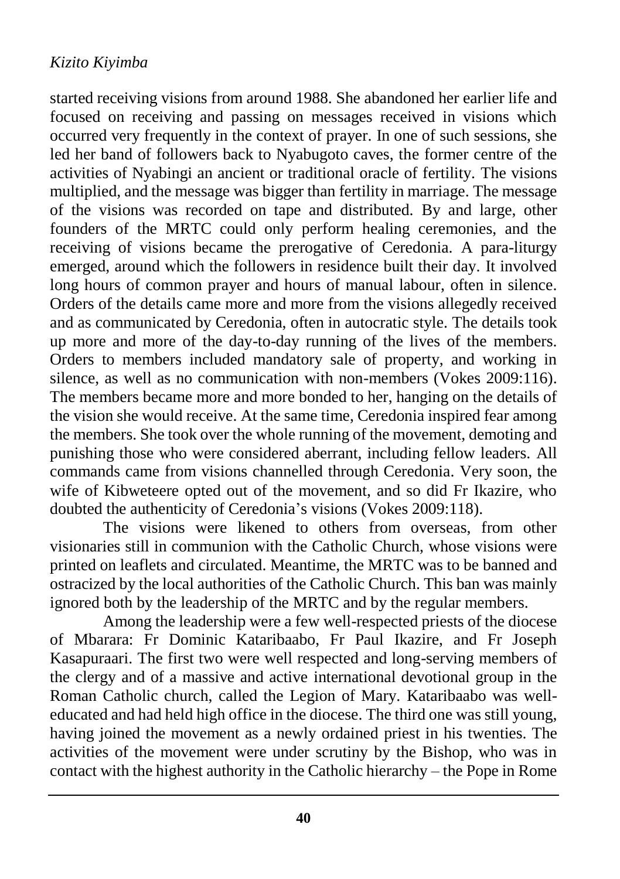started receiving visions from around 1988. She abandoned her earlier life and focused on receiving and passing on messages received in visions which occurred very frequently in the context of prayer. In one of such sessions, she led her band of followers back to Nyabugoto caves, the former centre of the activities of Nyabingi an ancient or traditional oracle of fertility. The visions multiplied, and the message was bigger than fertility in marriage. The message of the visions was recorded on tape and distributed. By and large, other founders of the MRTC could only perform healing ceremonies, and the receiving of visions became the prerogative of Ceredonia. A para-liturgy emerged, around which the followers in residence built their day. It involved long hours of common prayer and hours of manual labour, often in silence. Orders of the details came more and more from the visions allegedly received and as communicated by Ceredonia, often in autocratic style. The details took up more and more of the day-to-day running of the lives of the members. Orders to members included mandatory sale of property, and working in silence, as well as no communication with non-members (Vokes 2009:116). The members became more and more bonded to her, hanging on the details of the vision she would receive. At the same time, Ceredonia inspired fear among the members. She took over the whole running of the movement, demoting and punishing those who were considered aberrant, including fellow leaders. All commands came from visions channelled through Ceredonia. Very soon, the wife of Kibweteere opted out of the movement, and so did Fr Ikazire, who doubted the authenticity of Ceredonia's visions (Vokes 2009:118).

The visions were likened to others from overseas, from other visionaries still in communion with the Catholic Church, whose visions were printed on leaflets and circulated. Meantime, the MRTC was to be banned and ostracized by the local authorities of the Catholic Church. This ban was mainly ignored both by the leadership of the MRTC and by the regular members.

Among the leadership were a few well-respected priests of the diocese of Mbarara: Fr Dominic Kataribaabo, Fr Paul Ikazire, and Fr Joseph Kasapuraari. The first two were well respected and long-serving members of the clergy and of a massive and active international devotional group in the Roman Catholic church, called the Legion of Mary. Kataribaabo was well-educated and had held high office in the diocese. The third one was still young, having joined the movement as a newly ordained priest in his twenties. The activities of the movement were under scrutiny by the Bishop, who was in contact with the highest authority in the Catholic hierarchy – the Pope in Rome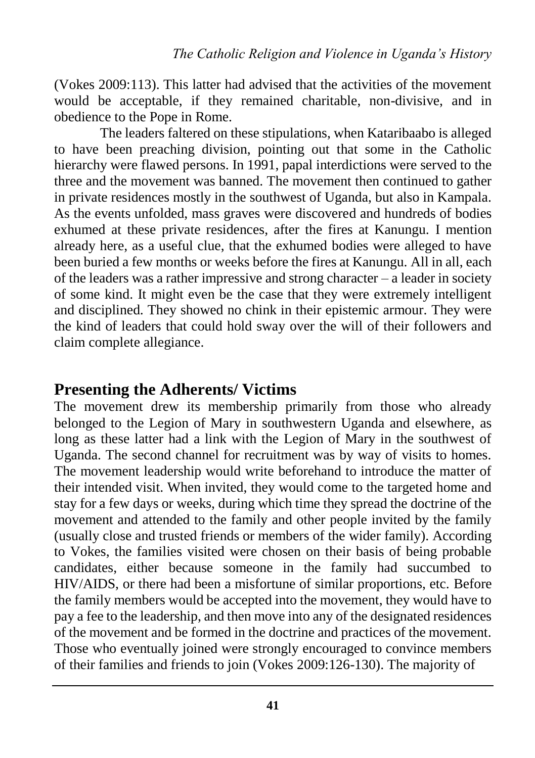(Vokes 2009:113). This latter had advised that the activities of the movement would be acceptable, if they remained charitable, non-divisive, and in obedience to the Pope in Rome.

The leaders faltered on these stipulations, when Kataribaabo is alleged to have been preaching division, pointing out that some in the Catholic hierarchy were flawed persons. In 1991, papal interdictions were served to the three and the movement was banned. The movement then continued to gather in private residences mostly in the southwest of Uganda, but also in Kampala. As the events unfolded, mass graves were discovered and hundreds of bodies exhumed at these private residences, after the fires at Kanungu. I mention already here, as a useful clue, that the exhumed bodies were alleged to have been buried a few months or weeks before the fires at Kanungu. All in all, each of the leaders was a rather impressive and strong character – a leader in society of some kind. It might even be the case that they were extremely intelligent and disciplined. They showed no chink in their epistemic armour. They were the kind of leaders that could hold sway over the will of their followers and claim complete allegiance.

## Presenting the Adherents/ Victims

The movement drew its membership primarily from those who already belonged to the Legion of Mary in southwestern Uganda and elsewhere, as long as these latter had a link with the Legion of Mary in the southwest of Uganda. The second channel for recruitment was by way of visits to homes. The movement leadership would write beforehand to introduce the matter of their intended visit. When invited, they would come to the targeted home and stay for a few days or weeks, during which time they spread the doctrine of the movement and attended to the family and other people invited by the family (usually close and trusted friends or members of the wider family). According to Vokes, the families visited were chosen on their basis of being probable candidates, either because someone in the family had succumbed to HIV/AIDS, or there had been a misfortune of similar proportions, etc. Before the family members would be accepted into the movement, they would have to pay a fee to the leadership, and then move into any of the designated residences of the movement and be formed in the doctrine and practices of the movement. Those who eventually joined were strongly encouraged to convince members of their families and friends to join (Vokes 2009:126-130). The majority of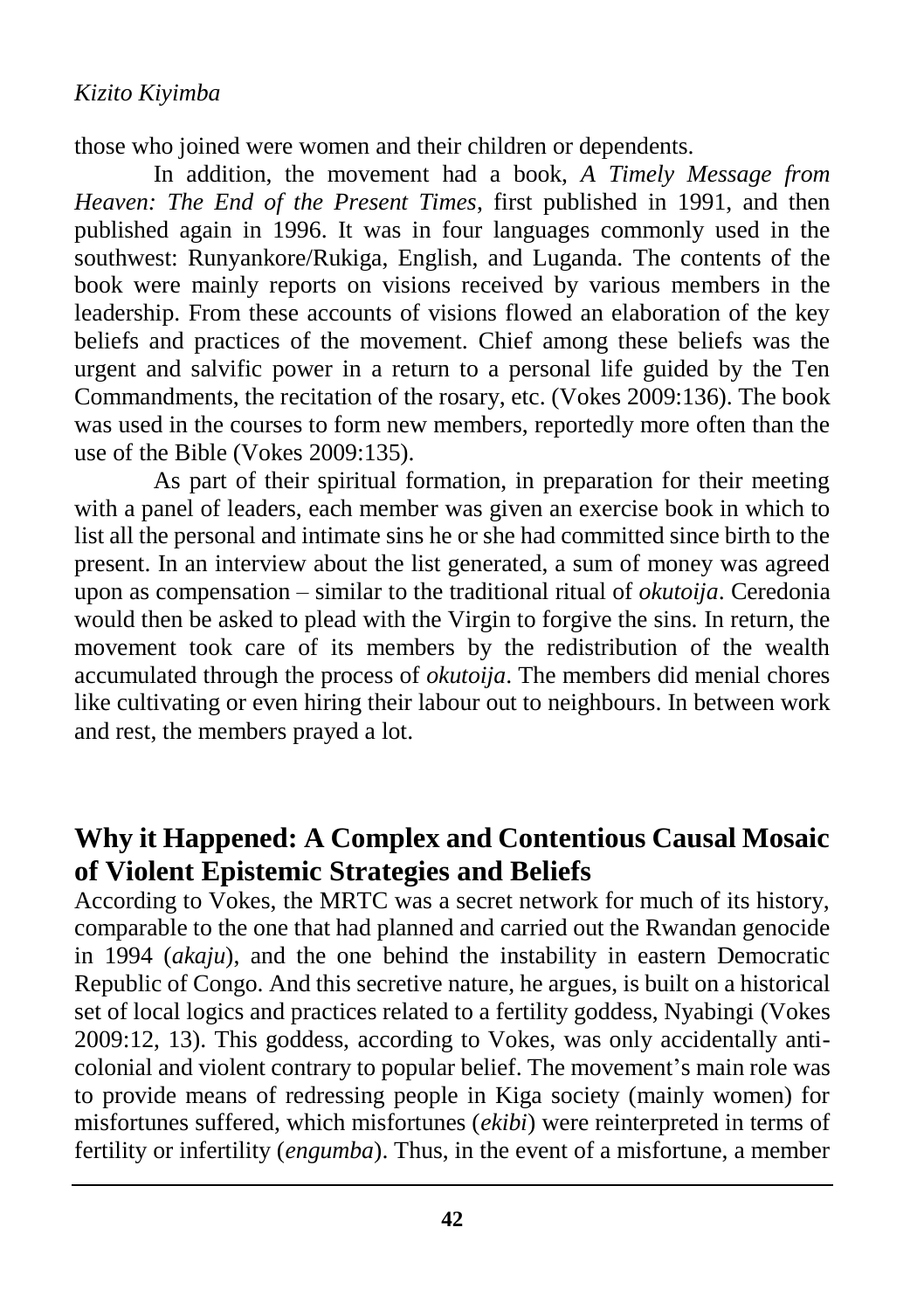those who joined were women and their children or dependents.

In addition, the movement had a book, *A Timely Message from Heaven: The End of the Present Times*, first published in 1991, and then published again in 1996. It was in four languages commonly used in the southwest: Runyankore/Rukiga, English, and Luganda. The contents of the book were mainly reports on visions received by various members in the leadership. From these accounts of visions flowed an elaboration of the key beliefs and practices of the movement. Chief among these beliefs was the urgent and salvific power in a return to a personal life guided by the Ten Commandments, the recitation of the rosary, etc. (Vokes 2009:136). The book was used in the courses to form new members, reportedly more often than the use of the Bible (Vokes 2009:135).

As part of their spiritual formation, in preparation for their meeting with a panel of leaders, each member was given an exercise book in which to list all the personal and intimate sins he or she had committed since birth to the present. In an interview about the list generated, a sum of money was agreed upon as compensation – similar to the traditional ritual of *okutoija*. Ceredonia would then be asked to plead with the Virgin to forgive the sins. In return, the movement took care of its members by the redistribution of the wealth accumulated through the process of *okutoija*. The members did menial chores like cultivating or even hiring their labour out to neighbours. In between work and rest, the members prayed a lot.

## Why it Happened: A Complex and Contentious Causal Mosaic of Violent Epistemic Strategies and Beliefs

According to Vokes, the MRTC was a secret network for much of its history, comparable to the one that had planned and carried out the Rwandan genocide in 1994 (*akaju*), and the one behind the instability in eastern Democratic Republic of Congo. And this secretive nature, he argues, is built on a historical set of local logics and practices related to a fertility goddess, Nyabingi (Vokes 2009:12, 13). This goddess, according to Vokes, was only accidentally anti-colonial and violent contrary to popular belief. The movement's main role was to provide means of redressing people in Kiga society (mainly women) for misfortunes suffered, which misfortunes (*ekibi*) were reinterpreted in terms of fertility or infertility (*engumba*). Thus, in the event of a misfortune, a member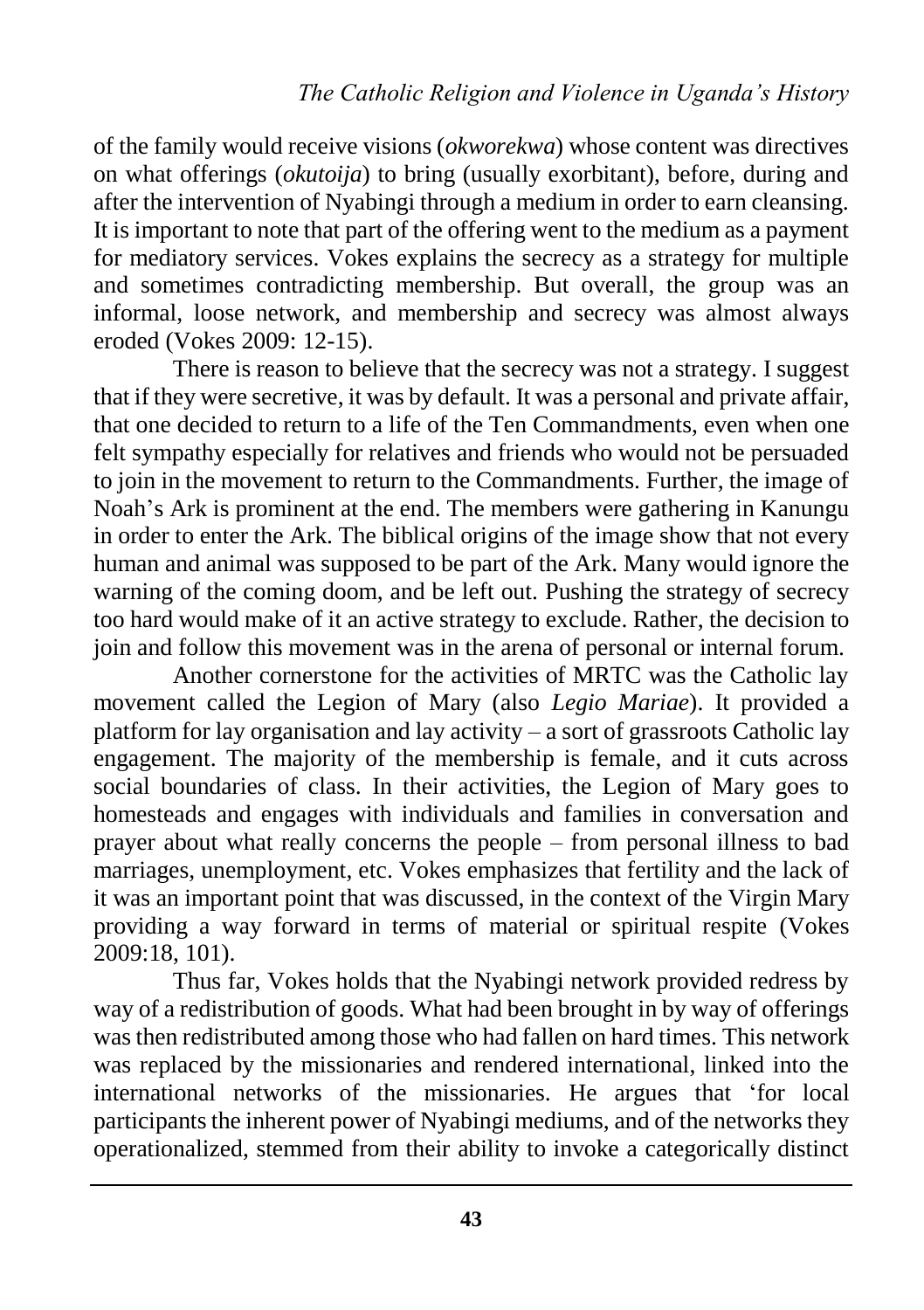of the family would receive visions (*okworekwa*) whose content was directives on what offerings (*okutoija*) to bring (usually exorbitant), before, during and after the intervention of Nyabingi through a medium in order to earn cleansing. It is important to note that part of the offering went to the medium as a payment for mediatory services. Vokes explains the secrecy as a strategy for multiple and sometimes contradicting membership. But overall, the group was an informal, loose network, and membership and secrecy was almost always eroded (Vokes 2009: 12-15).

There is reason to believe that the secrecy was not a strategy. I suggest that if they were secretive, it was by default. It was a personal and private affair, that one decided to return to a life of the Ten Commandments, even when one felt sympathy especially for relatives and friends who would not be persuaded to join in the movement to return to the Commandments. Further, the image of Noah's Ark is prominent at the end. The members were gathering in Kanungu in order to enter the Ark. The biblical origins of the image show that not every human and animal was supposed to be part of the Ark. Many would ignore the warning of the coming doom, and be left out. Pushing the strategy of secrecy too hard would make of it an active strategy to exclude. Rather, the decision to join and follow this movement was in the arena of personal or internal forum.

Another cornerstone for the activities of MRTC was the Catholic lay movement called the Legion of Mary (also *Legio Mariae*). It provided a platform for lay organisation and lay activity – a sort of grassroots Catholic lay engagement. The majority of the membership is female, and it cuts across social boundaries of class. In their activities, the Legion of Mary goes to homesteads and engages with individuals and families in conversation and prayer about what really concerns the people – from personal illness to bad marriages, unemployment, etc. Vokes emphasizes that fertility and the lack of it was an important point that was discussed, in the context of the Virgin Mary providing a way forward in terms of material or spiritual respite (Vokes 2009:18, 101).

Thus far, Vokes holds that the Nyabingi network provided redress by way of a redistribution of goods. What had been brought in by way of offerings was then redistributed among those who had fallen on hard times. This network was replaced by the missionaries and rendered international, linked into the international networks of the missionaries. He argues that 'for local participants the inherent power of Nyabingi mediums, and of the networks they operationalized, stemmed from their ability to invoke a categorically distinct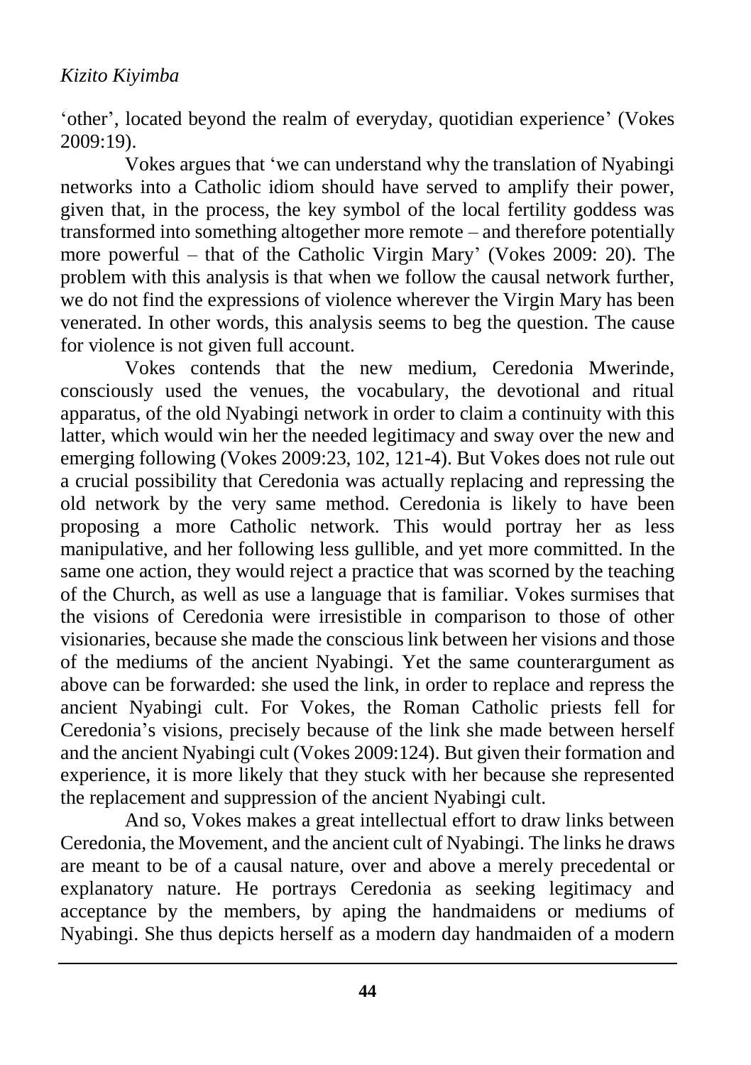'other', located beyond the realm of everyday, quotidian experience' (Vokes 2009:19).

Vokes argues that 'we can understand why the translation of Nyabingi networks into a Catholic idiom should have served to amplify their power, given that, in the process, the key symbol of the local fertility goddess was transformed into something altogether more remote – and therefore potentially more powerful – that of the Catholic Virgin Mary' (Vokes 2009: 20). The problem with this analysis is that when we follow the causal network further, we do not find the expressions of violence wherever the Virgin Mary has been venerated. In other words, this analysis seems to beg the question. The cause for violence is not given full account.

Vokes contends that the new medium, Ceredonia Mwerinde, consciously used the venues, the vocabulary, the devotional and ritual apparatus, of the old Nyabingi network in order to claim a continuity with this latter, which would win her the needed legitimacy and sway over the new and emerging following (Vokes 2009:23, 102, 121-4). But Vokes does not rule out a crucial possibility that Ceredonia was actually replacing and repressing the old network by the very same method. Ceredonia is likely to have been proposing a more Catholic network. This would portray her as less manipulative, and her following less gullible, and yet more committed. In the same one action, they would reject a practice that was scorned by the teaching of the Church, as well as use a language that is familiar. Vokes surmises that the visions of Ceredonia were irresistible in comparison to those of other visionaries, because she made the conscious link between her visions and those of the mediums of the ancient Nyabingi. Yet the same counterargument as above can be forwarded: she used the link, in order to replace and repress the ancient Nyabingi cult. For Vokes, the Roman Catholic priests fell for Ceredonia's visions, precisely because of the link she made between herself and the ancient Nyabingi cult (Vokes 2009:124). But given their formation and experience, it is more likely that they stuck with her because she represented the replacement and suppression of the ancient Nyabingi cult.

And so, Vokes makes a great intellectual effort to draw links between Ceredonia, the Movement, and the ancient cult of Nyabingi. The links he draws are meant to be of a causal nature, over and above a merely precedental or explanatory nature. He portrays Ceredonia as seeking legitimacy and acceptance by the members, by aping the handmaidens or mediums of Nyabingi. She thus depicts herself as a modern day handmaiden of a modern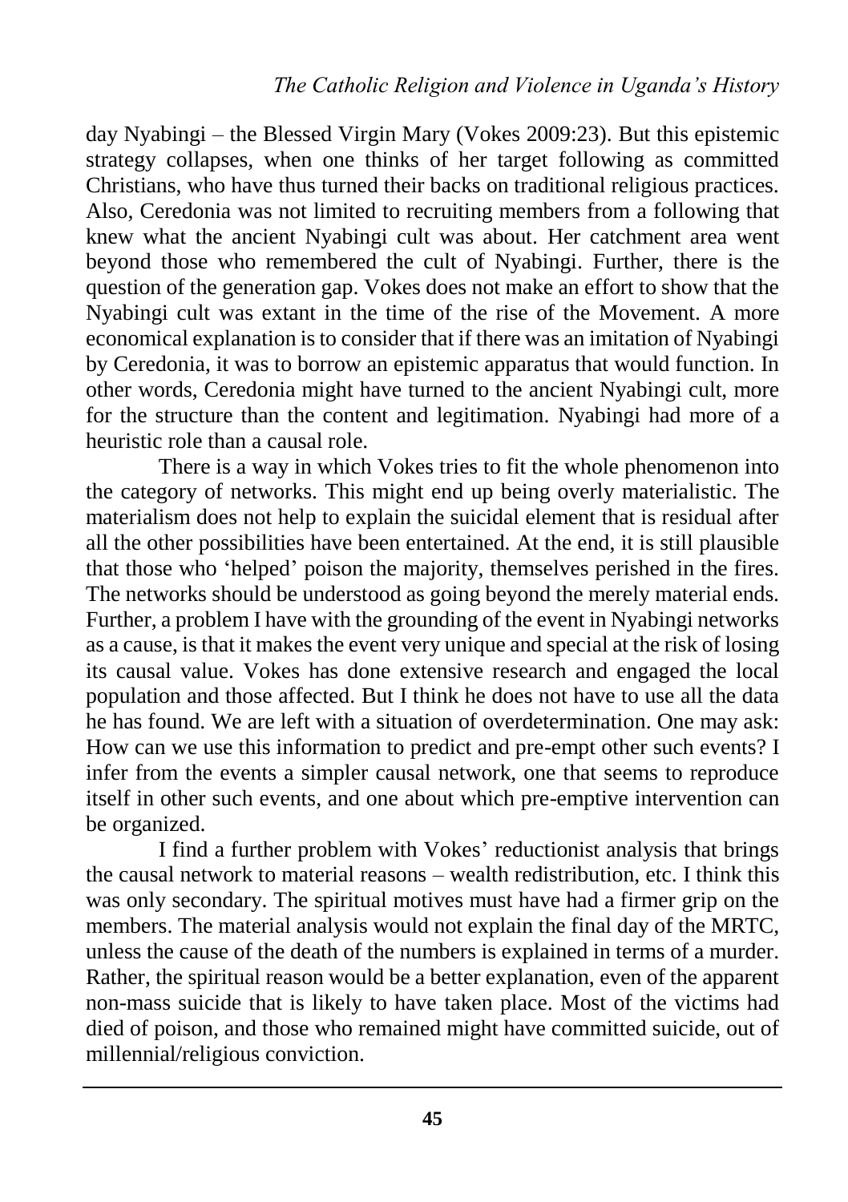day Nyabingi – the Blessed Virgin Mary (Vokes 2009:23). But this epistemic strategy collapses, when one thinks of her target following as committed Christians, who have thus turned their backs on traditional religious practices. Also, Ceredonia was not limited to recruiting members from a following that knew what the ancient Nyabingi cult was about. Her catchment area went beyond those who remembered the cult of Nyabingi. Further, there is the question of the generation gap. Vokes does not make an effort to show that the Nyabingi cult was extant in the time of the rise of the Movement. A more economical explanation is to consider that if there was an imitation of Nyabingi by Ceredonia, it was to borrow an epistemic apparatus that would function. In other words, Ceredonia might have turned to the ancient Nyabingi cult, more for the structure than the content and legitimation. Nyabingi had more of a heuristic role than a causal role.

There is a way in which Vokes tries to fit the whole phenomenon into the category of networks. This might end up being overly materialistic. The materialism does not help to explain the suicidal element that is residual after all the other possibilities have been entertained. At the end, it is still plausible that those who 'helped' poison the majority, themselves perished in the fires. The networks should be understood as going beyond the merely material ends. Further, a problem I have with the grounding of the event in Nyabingi networks as a cause, is that it makes the event very unique and special at the risk of losing its causal value. Vokes has done extensive research and engaged the local population and those affected. But I think he does not have to use all the data he has found. We are left with a situation of overdetermination. One may ask: How can we use this information to predict and pre-empt other such events? I infer from the events a simpler causal network, one that seems to reproduce itself in other such events, and one about which pre-emptive intervention can be organized.

I find a further problem with Vokes' reductionist analysis that brings the causal network to material reasons – wealth redistribution, etc. I think this was only secondary. The spiritual motives must have had a firmer grip on the members. The material analysis would not explain the final day of the MRTC, unless the cause of the death of the numbers is explained in terms of a murder. Rather, the spiritual reason would be a better explanation, even of the apparent non-mass suicide that is likely to have taken place. Most of the victims had died of poison, and those who remained might have committed suicide, out of millennial/religious conviction.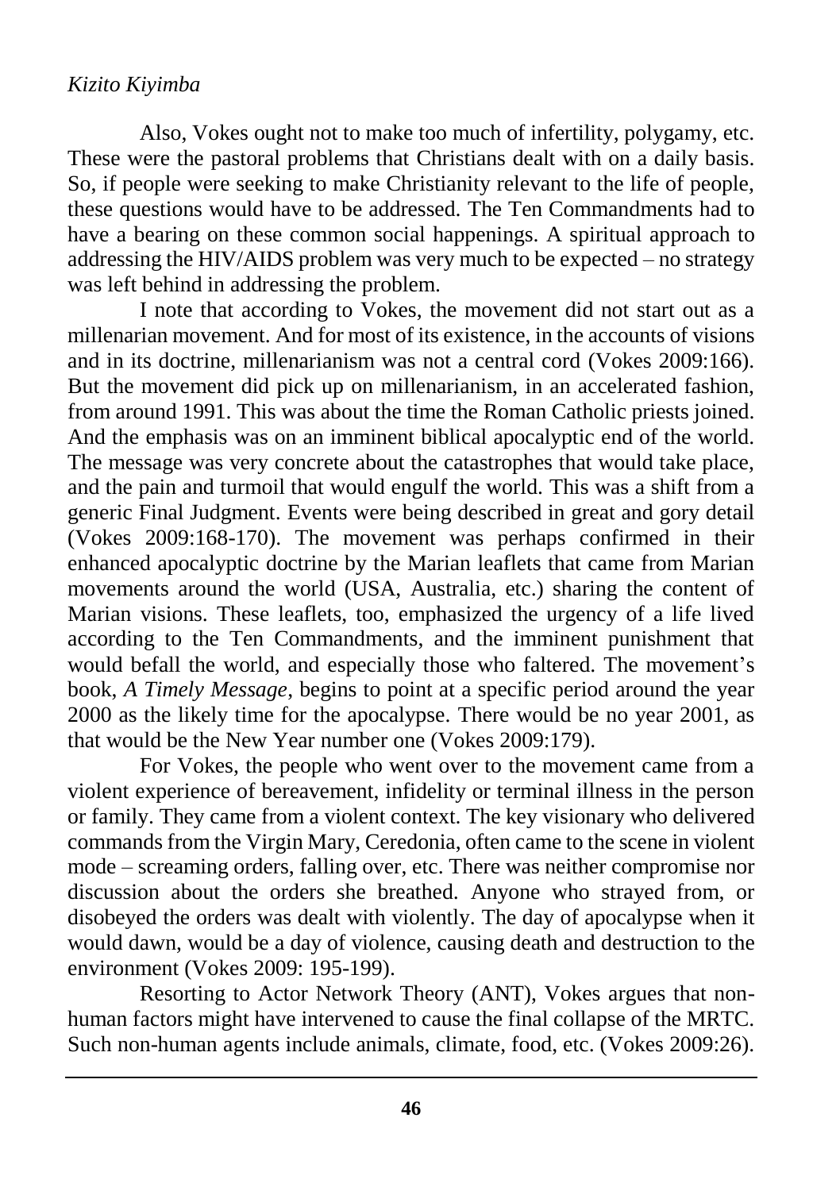Also, Vokes ought not to make too much of infertility, polygamy, etc. These were the pastoral problems that Christians dealt with on a daily basis. So, if people were seeking to make Christianity relevant to the life of people, these questions would have to be addressed. The Ten Commandments had to have a bearing on these common social happenings. A spiritual approach to addressing the HIV/AIDS problem was very much to be expected – no strategy was left behind in addressing the problem.

I note that according to Vokes, the movement did not start out as a millenarian movement. And for most of its existence, in the accounts of visions and in its doctrine, millenarianism was not a central cord (Vokes 2009:166). But the movement did pick up on millenarianism, in an accelerated fashion, from around 1991. This was about the time the Roman Catholic priests joined. And the emphasis was on an imminent biblical apocalyptic end of the world. The message was very concrete about the catastrophes that would take place, and the pain and turmoil that would engulf the world. This was a shift from a generic Final Judgment. Events were being described in great and gory detail (Vokes 2009:168-170). The movement was perhaps confirmed in their enhanced apocalyptic doctrine by the Marian leaflets that came from Marian movements around the world (USA, Australia, etc.) sharing the content of Marian visions. These leaflets, too, emphasized the urgency of a life lived according to the Ten Commandments, and the imminent punishment that would befall the world, and especially those who faltered. The movement's book, *A Timely Message*, begins to point at a specific period around the year 2000 as the likely time for the apocalypse. There would be no year 2001, as that would be the New Year number one (Vokes 2009:179).

For Vokes, the people who went over to the movement came from a violent experience of bereavement, infidelity or terminal illness in the person or family. They came from a violent context. The key visionary who delivered commands from the Virgin Mary, Ceredonia, often came to the scene in violent mode – screaming orders, falling over, etc. There was neither compromise nor discussion about the orders she breathed. Anyone who strayed from, or disobeyed the orders was dealt with violently. The day of apocalypse when it would dawn, would be a day of violence, causing death and destruction to the environment (Vokes 2009: 195-199).

Resorting to Actor Network Theory (ANT), Vokes argues that non-human factors might have intervened to cause the final collapse of the MRTC. Such non-human agents include animals, climate, food, etc. (Vokes 2009:26).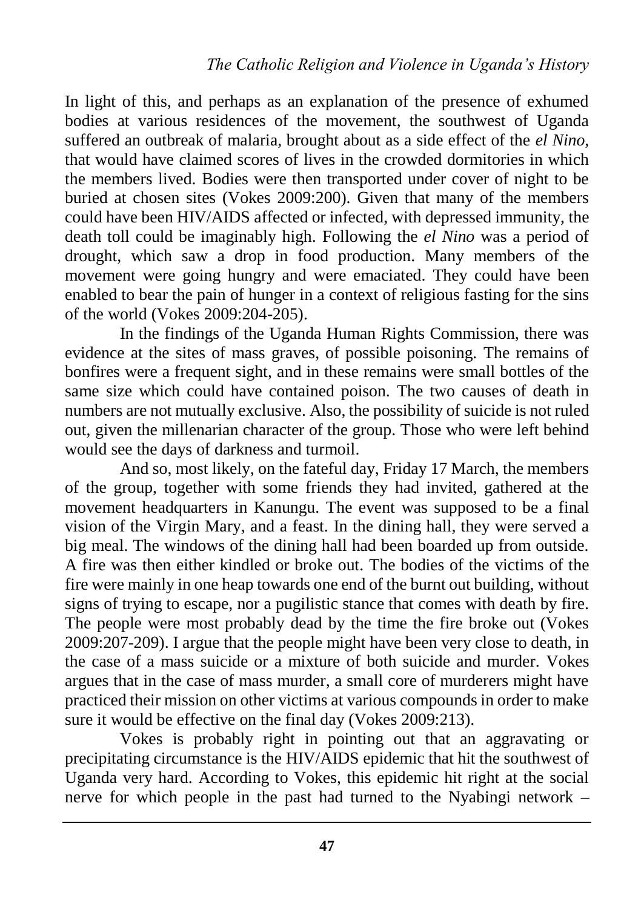In light of this, and perhaps as an explanation of the presence of exhumed bodies at various residences of the movement, the southwest of Uganda suffered an outbreak of malaria, brought about as a side effect of the *el Nino*, that would have claimed scores of lives in the crowded dormitories in which the members lived. Bodies were then transported under cover of night to be buried at chosen sites (Vokes 2009:200). Given that many of the members could have been HIV/AIDS affected or infected, with depressed immunity, the death toll could be imaginably high. Following the *el Nino* was a period of drought, which saw a drop in food production. Many members of the movement were going hungry and were emaciated. They could have been enabled to bear the pain of hunger in a context of religious fasting for the sins of the world (Vokes 2009:204-205).

In the findings of the Uganda Human Rights Commission, there was evidence at the sites of mass graves, of possible poisoning. The remains of bonfires were a frequent sight, and in these remains were small bottles of the same size which could have contained poison. The two causes of death in numbers are not mutually exclusive. Also, the possibility of suicide is not ruled out, given the millenarian character of the group. Those who were left behind would see the days of darkness and turmoil.

And so, most likely, on the fateful day, Friday 17 March, the members of the group, together with some friends they had invited, gathered at the movement headquarters in Kanungu. The event was supposed to be a final vision of the Virgin Mary, and a feast. In the dining hall, they were served a big meal. The windows of the dining hall had been boarded up from outside. A fire was then either kindled or broke out. The bodies of the victims of the fire were mainly in one heap towards one end of the burnt out building, without signs of trying to escape, nor a pugilistic stance that comes with death by fire. The people were most probably dead by the time the fire broke out (Vokes 2009:207-209). I argue that the people might have been very close to death, in the case of a mass suicide or a mixture of both suicide and murder. Vokes argues that in the case of mass murder, a small core of murderers might have practiced their mission on other victims at various compounds in order to make sure it would be effective on the final day (Vokes 2009:213).

Vokes is probably right in pointing out that an aggravating or precipitating circumstance is the HIV/AIDS epidemic that hit the southwest of Uganda very hard. According to Vokes, this epidemic hit right at the social nerve for which people in the past had turned to the Nyabingi network –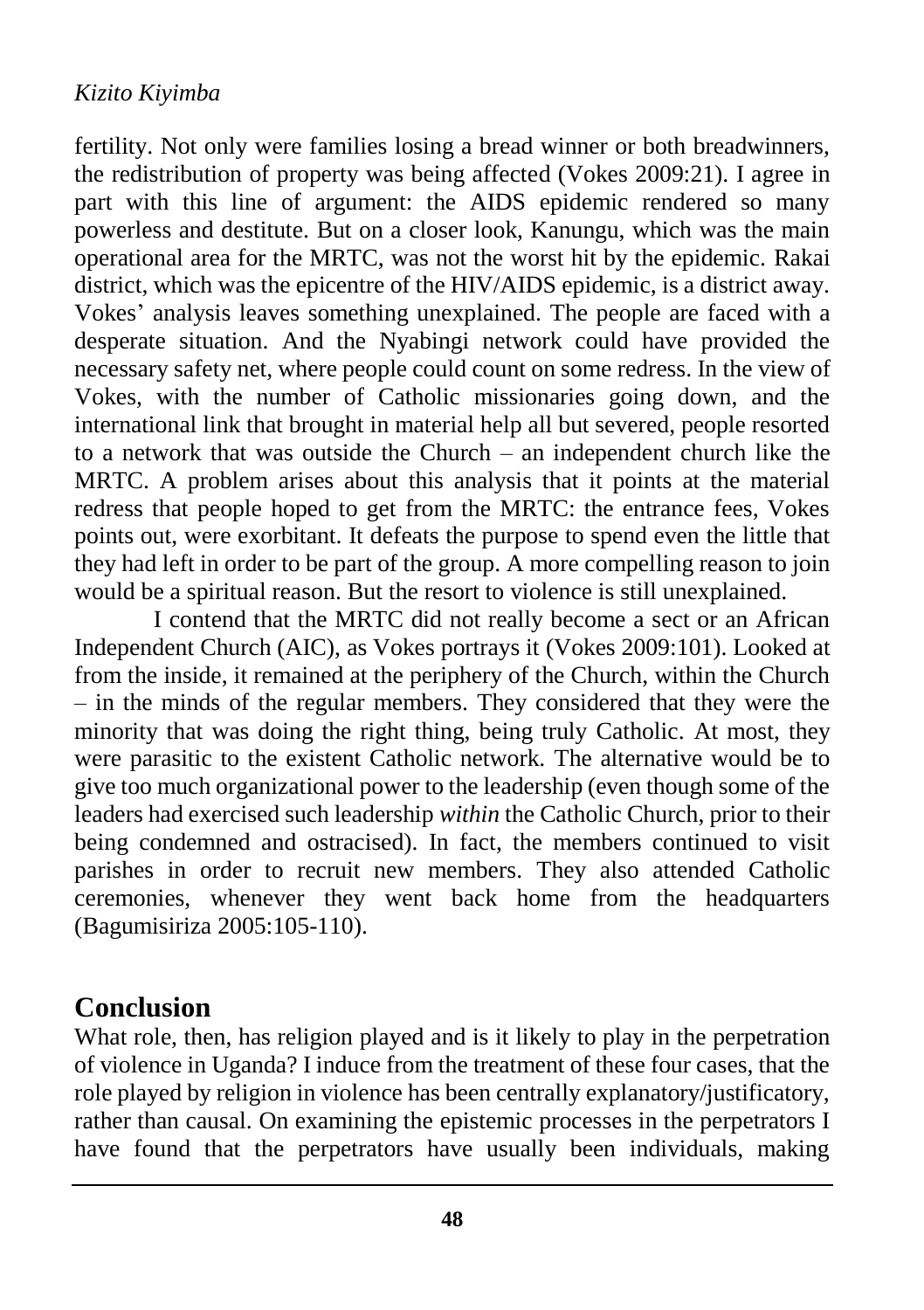fertility. Not only were families losing a bread winner or both breadwinners, the redistribution of property was being affected (Vokes 2009:21). I agree in part with this line of argument: the AIDS epidemic rendered so many powerless and destitute. But on a closer look, Kanungu, which was the main operational area for the MRTC, was not the worst hit by the epidemic. Rakai district, which was the epicentre of the HIV/AIDS epidemic, is a district away. Vokes' analysis leaves something unexplained. The people are faced with a desperate situation. And the Nyabingi network could have provided the necessary safety net, where people could count on some redress. In the view of Vokes, with the number of Catholic missionaries going down, and the international link that brought in material help all but severed, people resorted to a network that was outside the Church – an independent church like the MRTC. A problem arises about this analysis that it points at the material redress that people hoped to get from the MRTC: the entrance fees, Vokes points out, were exorbitant. It defeats the purpose to spend even the little that they had left in order to be part of the group. A more compelling reason to join would be a spiritual reason. But the resort to violence is still unexplained.

I contend that the MRTC did not really become a sect or an African Independent Church (AIC), as Vokes portrays it (Vokes 2009:101). Looked at from the inside, it remained at the periphery of the Church, within the Church – in the minds of the regular members. They considered that they were the minority that was doing the right thing, being truly Catholic. At most, they were parasitic to the existent Catholic network. The alternative would be to give too much organizational power to the leadership (even though some of the leaders had exercised such leadership *within* the Catholic Church, prior to their being condemned and ostracised). In fact, the members continued to visit parishes in order to recruit new members. They also attended Catholic ceremonies, whenever they went back home from the headquarters (Bagumisiriza 2005:105-110).

## Conclusion

What role, then, has religion played and is it likely to play in the perpetration of violence in Uganda? I induce from the treatment of these four cases, that the role played by religion in violence has been centrally explanatory/justificatory, rather than causal. On examining the epistemic processes in the perpetrators I have found that the perpetrators have usually been individuals, making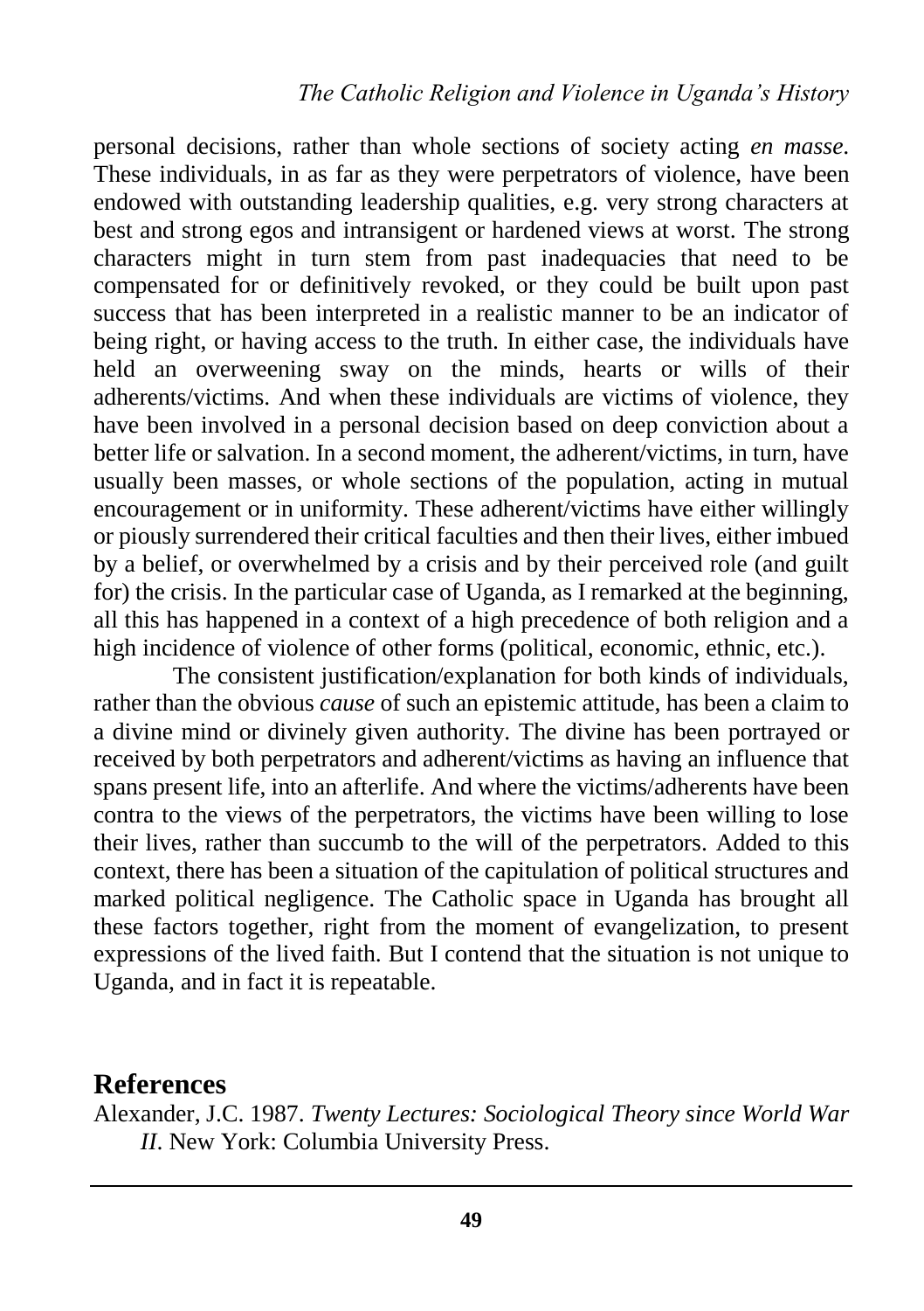personal decisions, rather than whole sections of society acting *en masse*. These individuals, in as far as they were perpetrators of violence, have been endowed with outstanding leadership qualities, e.g. very strong characters at best and strong egos and intransigent or hardened views at worst. The strong characters might in turn stem from past inadequacies that need to be compensated for or definitively revoked, or they could be built upon past success that has been interpreted in a realistic manner to be an indicator of being right, or having access to the truth. In either case, the individuals have held an overweening sway on the minds, hearts or wills of their adherents/victims. And when these individuals are victims of violence, they have been involved in a personal decision based on deep conviction about a better life or salvation. In a second moment, the adherent/victims, in turn, have usually been masses, or whole sections of the population, acting in mutual encouragement or in uniformity. These adherent/victims have either willingly or piously surrendered their critical faculties and then their lives, either imbued by a belief, or overwhelmed by a crisis and by their perceived role (and guilt for) the crisis. In the particular case of Uganda, as I remarked at the beginning, all this has happened in a context of a high precedence of both religion and a high incidence of violence of other forms (political, economic, ethnic, etc.).

The consistent justification/explanation for both kinds of individuals, rather than the obvious *cause* of such an epistemic attitude, has been a claim to a divine mind or divinely given authority. The divine has been portrayed or received by both perpetrators and adherent/victims as having an influence that spans present life, into an afterlife. And where the victims/adherents have been contra to the views of the perpetrators, the victims have been willing to lose their lives, rather than succumb to the will of the perpetrators. Added to this context, there has been a situation of the capitulation of political structures and marked political negligence. The Catholic space in Uganda has brought all these factors together, right from the moment of evangelization, to present expressions of the lived faith. But I contend that the situation is not unique to Uganda, and in fact it is repeatable.

## References

Alexander, J.C. 1987. *Twenty Lectures: Sociological Theory since World War II*. New York: Columbia University Press.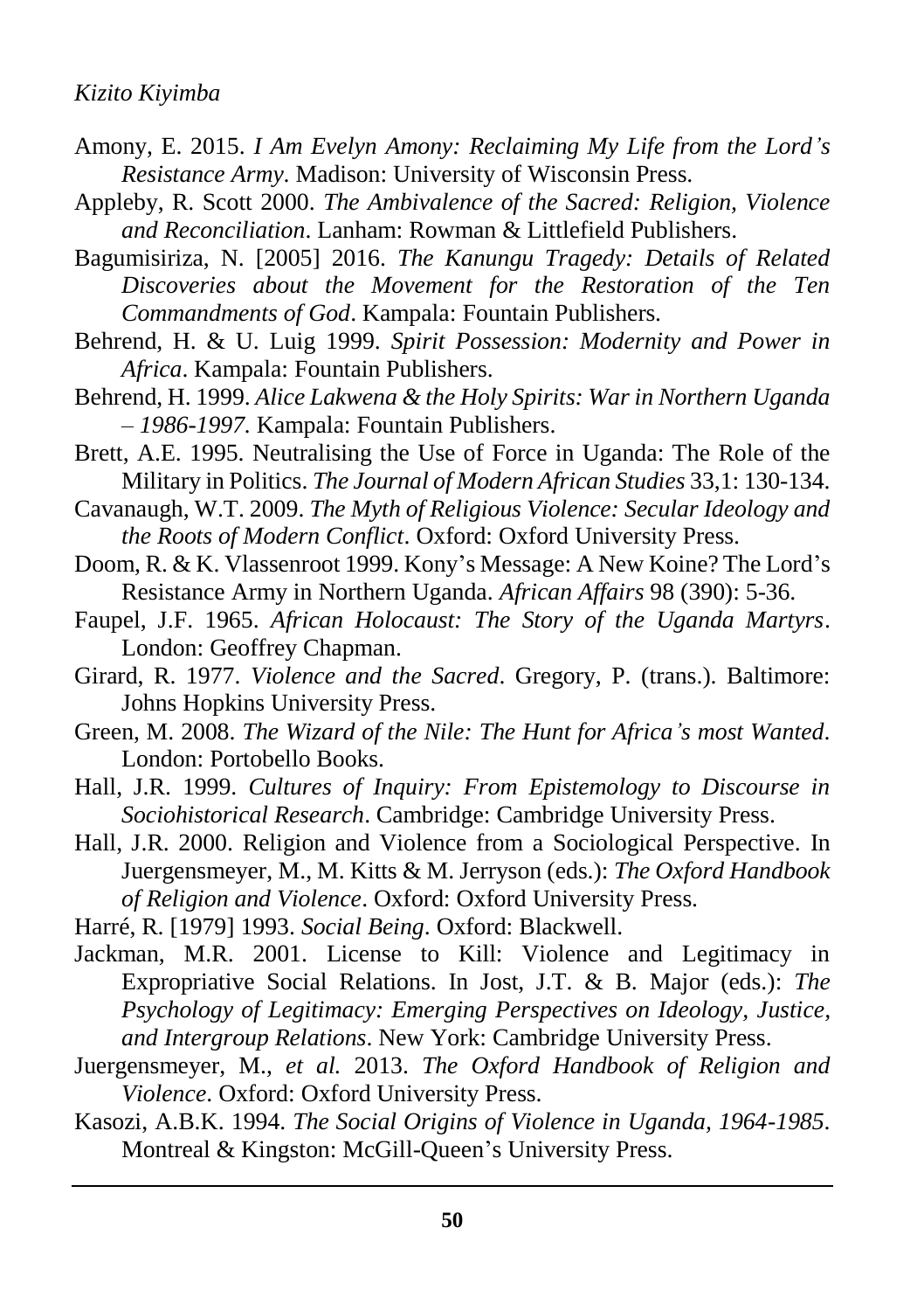Amony, E. 2015. *I Am Evelyn Amony: Reclaiming My Life from the Lord's Resistance Army*. Madison: University of Wisconsin Press.

Appleby, R. Scott 2000. *The Ambivalence of the Sacred: Religion, Violence and Reconciliation*. Lanham: Rowman & Littlefield Publishers.

Bagumisiriza, N. [2005] 2016. *The Kanungu Tragedy: Details of Related Discoveries about the Movement for the Restoration of the Ten Commandments of God*. Kampala: Fountain Publishers.

Behrend, H. & U. Luig 1999. *Spirit Possession: Modernity and Power in Africa*. Kampala: Fountain Publishers.

Behrend, H. 1999. *Alice Lakwena & the Holy Spirits: War in Northern Uganda – 1986-1997*. Kampala: Fountain Publishers.

Brett, A.E. 1995. Neutralising the Use of Force in Uganda: The Role of the Military in Politics. *The Journal of Modern African Studies* 33,1: 130-134.

Cavanaugh, W.T. 2009. *The Myth of Religious Violence: Secular Ideology and the Roots of Modern Conflict*. Oxford: Oxford University Press.

Doom, R. & K. Vlassenroot 1999. Kony's Message: A New Koine? The Lord's Resistance Army in Northern Uganda. *African Affairs* 98 (390): 5-36.

Faupel, J.F. 1965. *African Holocaust: The Story of the Uganda Martyrs*. London: Geoffrey Chapman.

Girard, R. 1977. *Violence and the Sacred*. Gregory, P. (trans.). Baltimore: Johns Hopkins University Press.

Green, M. 2008. *The Wizard of the Nile: The Hunt for Africa's most Wanted*. London: Portobello Books.

Hall, J.R. 1999. *Cultures of Inquiry: From Epistemology to Discourse in Sociohistorical Research*. Cambridge: Cambridge University Press.

Hall, J.R. 2000. Religion and Violence from a Sociological Perspective. In Juergensmeyer, M., M. Kitts & M. Jerryson (eds.): *The Oxford Handbook of Religion and Violence*. Oxford: Oxford University Press.

Harré, R. [1979] 1993. *Social Being*. Oxford: Blackwell.

Jackman, M.R. 2001. License to Kill: Violence and Legitimacy in Expropriative Social Relations. In Jost, J.T. & B. Major (eds.): *The Psychology of Legitimacy: Emerging Perspectives on Ideology, Justice, and Intergroup Relations*. New York: Cambridge University Press.

Juergensmeyer, M., *et al.* 2013. *The Oxford Handbook of Religion and Violence*. Oxford: Oxford University Press.

Kasozi, A.B.K. 1994. *The Social Origins of Violence in Uganda, 1964-1985*. Montreal & Kingston: McGill-Queen's University Press.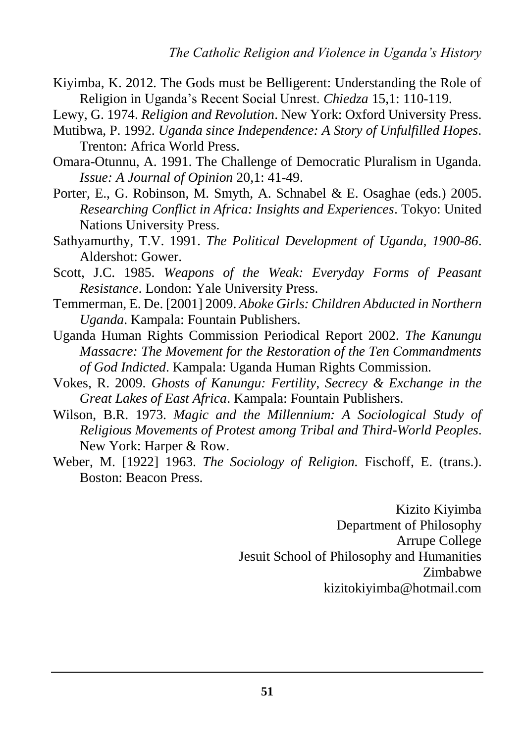Kiyimba, K. 2012. The Gods must be Belligerent: Understanding the Role of Religion in Uganda's Recent Social Unrest. *Chiedza* 15,1: 110-119.

Lewy, G. 1974. *Religion and Revolution*. New York: Oxford University Press.

Mutibwa, P. 1992. *Uganda since Independence: A Story of Unfulfilled Hopes*. Trenton: Africa World Press.

Omara-Otunnu, A. 1991. The Challenge of Democratic Pluralism in Uganda. *Issue: A Journal of Opinion* 20,1: 41-49.

Porter, E., G. Robinson, M. Smyth, A. Schnabel & E. Osaghae (eds.) 2005. *Researching Conflict in Africa: Insights and Experiences*. Tokyo: United Nations University Press.

Sathyamurthy, T.V. 1991. *The Political Development of Uganda, 1900-86*. Aldershot: Gower.

Scott, J.C. 1985. *Weapons of the Weak: Everyday Forms of Peasant Resistance*. London: Yale University Press.

Temmerman, E. De. [2001] 2009. *Aboke Girls: Children Abducted in Northern Uganda*. Kampala: Fountain Publishers.

Uganda Human Rights Commission Periodical Report 2002. *The Kanungu Massacre: The Movement for the Restoration of the Ten Commandments of God Indicted*. Kampala: Uganda Human Rights Commission.

Vokes, R. 2009. *Ghosts of Kanungu: Fertility, Secrecy & Exchange in the Great Lakes of East Africa*. Kampala: Fountain Publishers.

Wilson, B.R. 1973. *Magic and the Millennium: A Sociological Study of Religious Movements of Protest among Tribal and Third-World Peoples*. New York: Harper & Row.

Weber, M. [1922] 1963. *The Sociology of Religion.* Fischoff, E. (trans.). Boston: Beacon Press.

Kizito Kiyimba
Department of Philosophy
Arrupe College
Jesuit School of Philosophy and Humanities
Zimbabwe
kizitokiyimba@hotmail.com